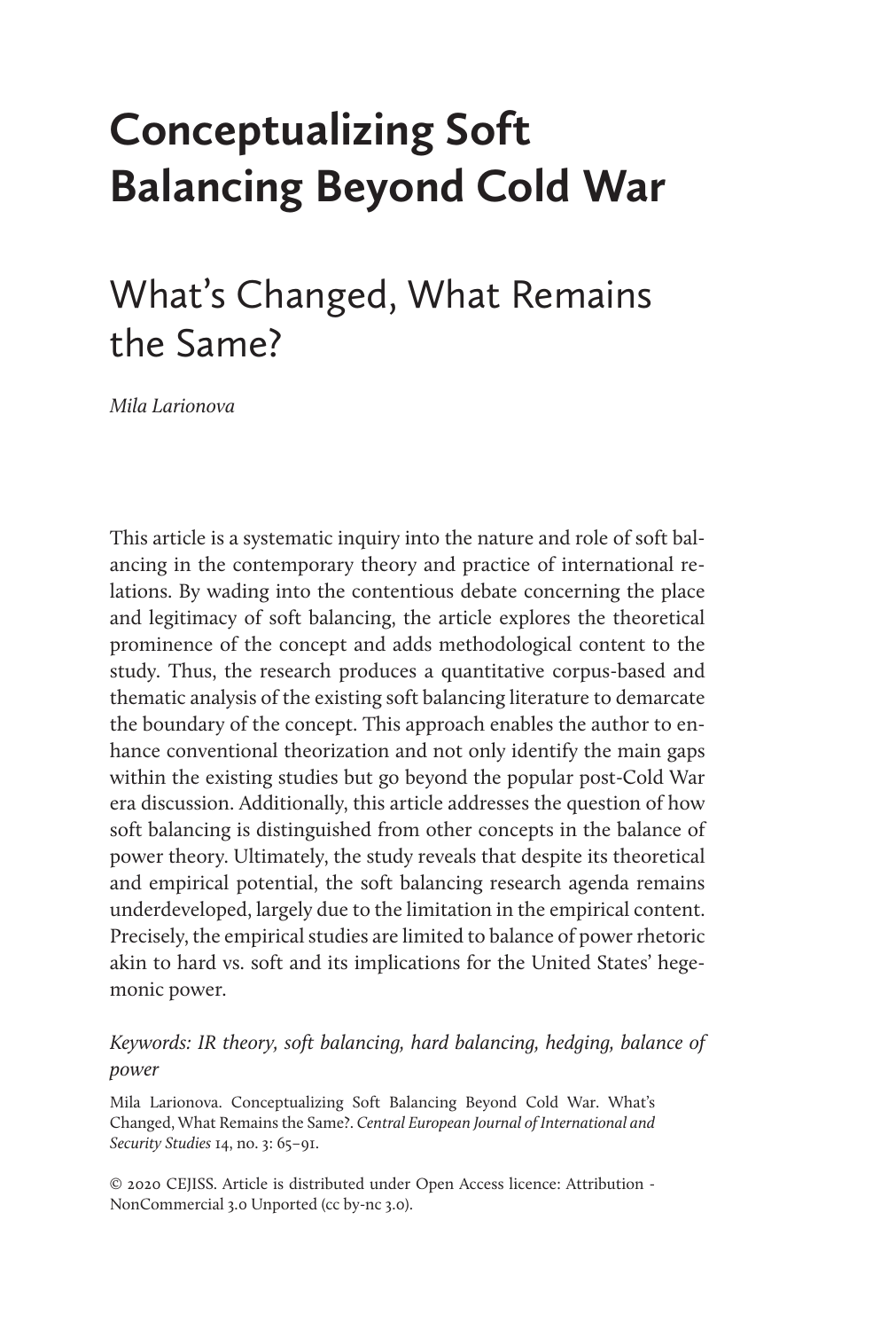# Conceptualizing Soft Balancing Beyond Cold War

## What's Changed, What Remains the Same?

*Mila Larionova*

This article is a systematic inquiry into the nature and role of soft balancing in the contemporary theory and practice of international relations. By wading into the contentious debate concerning the place and legitimacy of soft balancing, the article explores the theoretical prominence of the concept and adds methodological content to the study. Thus, the research produces a quantitative corpus-based and thematic analysis of the existing soft balancing literature to demarcate the boundary of the concept. This approach enables the author to enhance conventional theorization and not only identify the main gaps within the existing studies but go beyond the popular post-Cold War era discussion. Additionally, this article addresses the question of how soft balancing is distinguished from other concepts in the balance of power theory. Ultimately, the study reveals that despite its theoretical and empirical potential, the soft balancing research agenda remains underdeveloped, largely due to the limitation in the empirical content. Precisely, the empirical studies are limited to balance of power rhetoric akin to hard vs. soft and its implications for the United States' hegemonic power.

*Keywords: IR theory, soft balancing, hard balancing, hedging, balance of power*

Mila Larionova. Conceptualizing Soft Balancing Beyond Cold War. What's Changed, What Remains the Same?. *Central European Journal of International and Security Studies* 14, no. 3: 65–91.

© 2020 CEJISS. Article is distributed under Open Access licence: Attribution - NonCommercial 3.0 Unported (cc by-nc 3.0).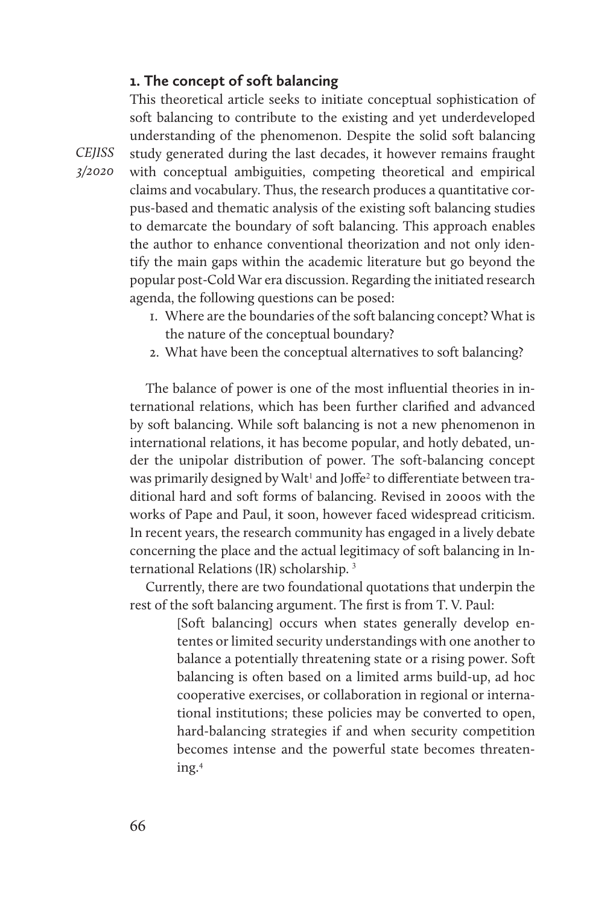## 1. The concept of soft balancing

This theoretical article seeks to initiate conceptual sophistication of soft balancing to contribute to the existing and yet underdeveloped understanding of the phenomenon. Despite the solid soft balancing study generated during the last decades, it however remains fraught with conceptual ambiguities, competing theoretical and empirical claims and vocabulary. Thus, the research produces a quantitative corpus-based and thematic analysis of the existing soft balancing studies to demarcate the boundary of soft balancing. This approach enables the author to enhance conventional theorization and not only identify the main gaps within the academic literature but go beyond the popular post-Cold War era discussion. Regarding the initiated research agenda, the following questions can be posed:

1. Where are the boundaries of the soft balancing concept? What is the nature of the conceptual boundary?
2. What have been the conceptual alternatives to soft balancing?

The balance of power is one of the most influential theories in international relations, which has been further clarified and advanced by soft balancing. While soft balancing is not a new phenomenon in international relations, it has become popular, and hotly debated, under the unipolar distribution of power. The soft-balancing concept was primarily designed by Walt[1] and Joffe[2] to differentiate between traditional hard and soft forms of balancing. Revised in 2000s with the works of Pape and Paul, it soon, however faced widespread criticism. In recent years, the research community has engaged in a lively debate concerning the place and the actual legitimacy of soft balancing in International Relations (IR) scholarship. [3]

Currently, there are two foundational quotations that underpin the rest of the soft balancing argument. The first is from T. V. Paul:

> [Soft balancing] occurs when states generally develop ententes or limited security understandings with one another to balance a potentially threatening state or a rising power. Soft balancing is often based on a limited arms build-up, ad hoc cooperative exercises, or collaboration in regional or international institutions; these policies may be converted to open, hard-balancing strategies if and when security competition becomes intense and the powerful state becomes threatening.[4]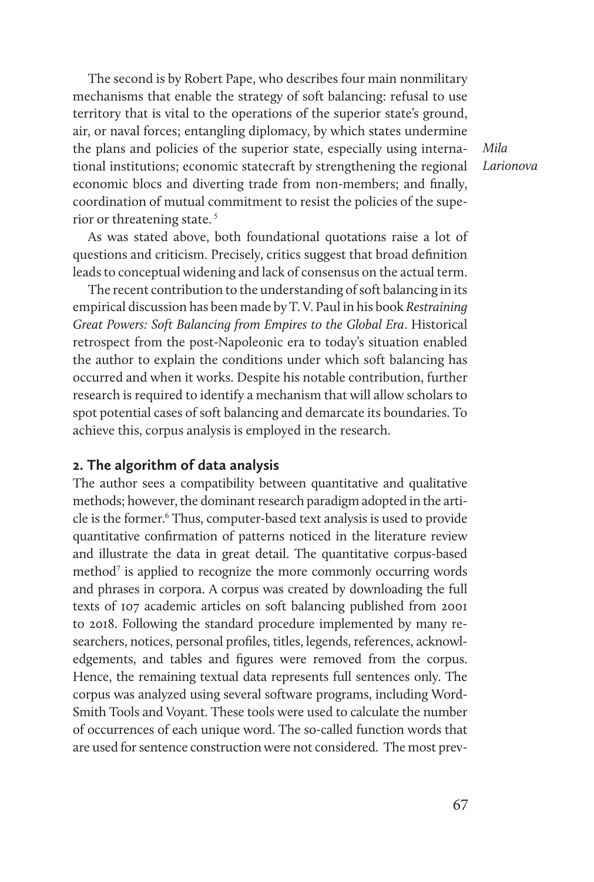The second is by Robert Pape, who describes four main nonmilitary mechanisms that enable the strategy of soft balancing: refusal to use territory that is vital to the operations of the superior state's ground, air, or naval forces; entangling diplomacy, by which states undermine the plans and policies of the superior state, especially using international institutions; economic statecraft by strengthening the regional economic blocs and diverting trade from non-members; and finally, coordination of mutual commitment to resist the policies of the superior or threatening state. [5]

As was stated above, both foundational quotations raise a lot of questions and criticism. Precisely, critics suggest that broad definition leads to conceptual widening and lack of consensus on the actual term.

The recent contribution to the understanding of soft balancing in its empirical discussion has been made by T. V. Paul in his book *Restraining Great Powers: Soft Balancing from Empires to the Global Era*. Historical retrospect from the post-Napoleonic era to today's situation enabled the author to explain the conditions under which soft balancing has occurred and when it works. Despite his notable contribution, further research is required to identify a mechanism that will allow scholars to spot potential cases of soft balancing and demarcate its boundaries. To achieve this, corpus analysis is employed in the research.

## 2. The algorithm of data analysis

The author sees a compatibility between quantitative and qualitative methods; however, the dominant research paradigm adopted in the article is the former.[6] Thus, computer-based text analysis is used to provide quantitative confirmation of patterns noticed in the literature review and illustrate the data in great detail. The quantitative corpus-based method[7] is applied to recognize the more commonly occurring words and phrases in corpora. A corpus was created by downloading the full texts of 107 academic articles on soft balancing published from 2001 to 2018. Following the standard procedure implemented by many researchers, notices, personal profiles, titles, legends, references, acknowledgements, and tables and figures were removed from the corpus. Hence, the remaining textual data represents full sentences only. The corpus was analyzed using several software programs, including WordSmith Tools and Voyant. These tools were used to calculate the number of occurrences of each unique word. The so-called function words that are used for sentence construction were not considered. The most prev-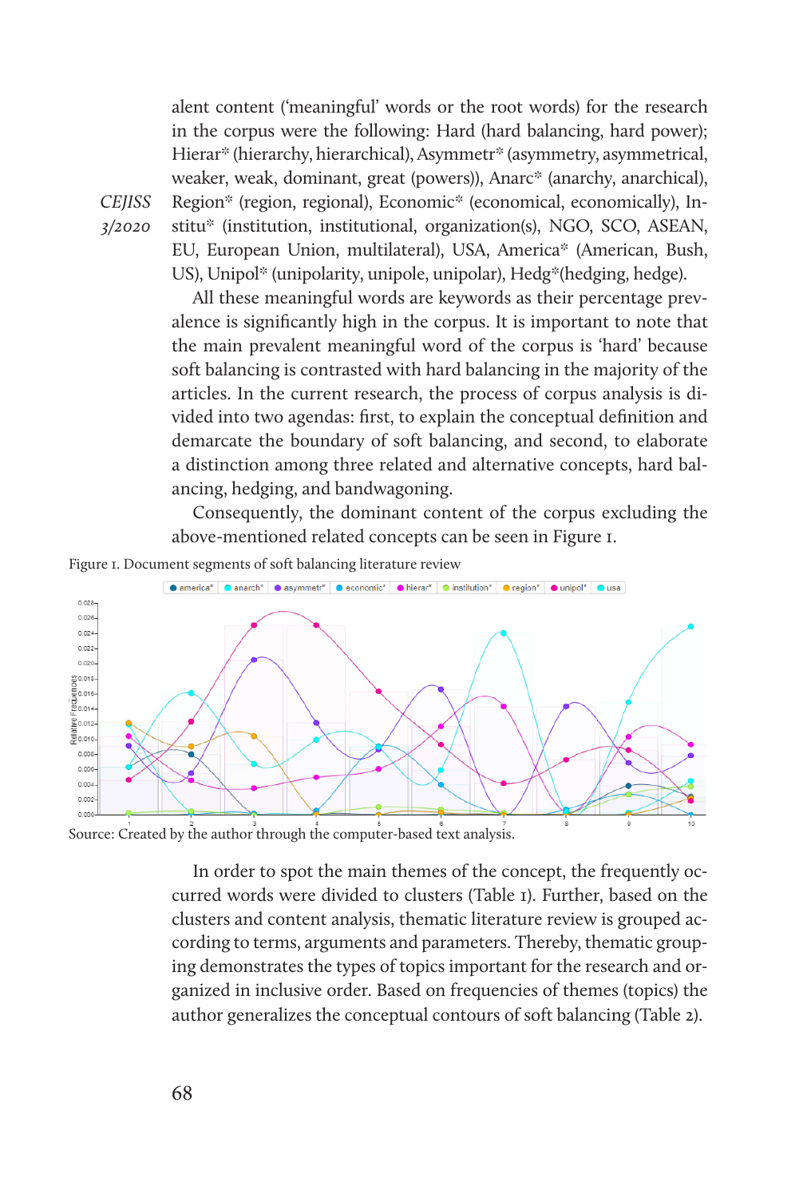alent content ('meaningful' words or the root words) for the research in the corpus were the following: Hard (hard balancing, hard power); Hierar* (hierarchy, hierarchical), Asymmetr* (asymmetry, asymmetrical, weaker, weak, dominant, great (powers)), Anarc* (anarchy, anarchical), Region* (region, regional), Economic* (economical, economically), Institu* (institution, institutional, organization(s), NGO, SCO, ASEAN, EU, European Union, multilateral), USA, America* (American, Bush, US), Unipol* (unipolarity, unipole, unipolar), Hedg*(hedging, hedge).

All these meaningful words are keywords as their percentage prevalence is significantly high in the corpus. It is important to note that the main prevalent meaningful word of the corpus is 'hard' because soft balancing is contrasted with hard balancing in the majority of the articles. In the current research, the process of corpus analysis is divided into two agendas: first, to explain the conceptual definition and demarcate the boundary of soft balancing, and second, to elaborate a distinction among three related and alternative concepts, hard balancing, hedging, and bandwagoning.

Consequently, the dominant content of the corpus excluding the above-mentioned related concepts can be seen in Figure 1.

Figure 1. Document segments of soft balancing literature review

Source: Created by the author through the computer-based text analysis.

In order to spot the main themes of the concept, the frequently occurred words were divided to clusters (Table 1). Further, based on the clusters and content analysis, thematic literature review is grouped according to terms, arguments and parameters. Thereby, thematic grouping demonstrates the types of topics important for the research and organized in inclusive order. Based on frequencies of themes (topics) the author generalizes the conceptual contours of soft balancing (Table 2).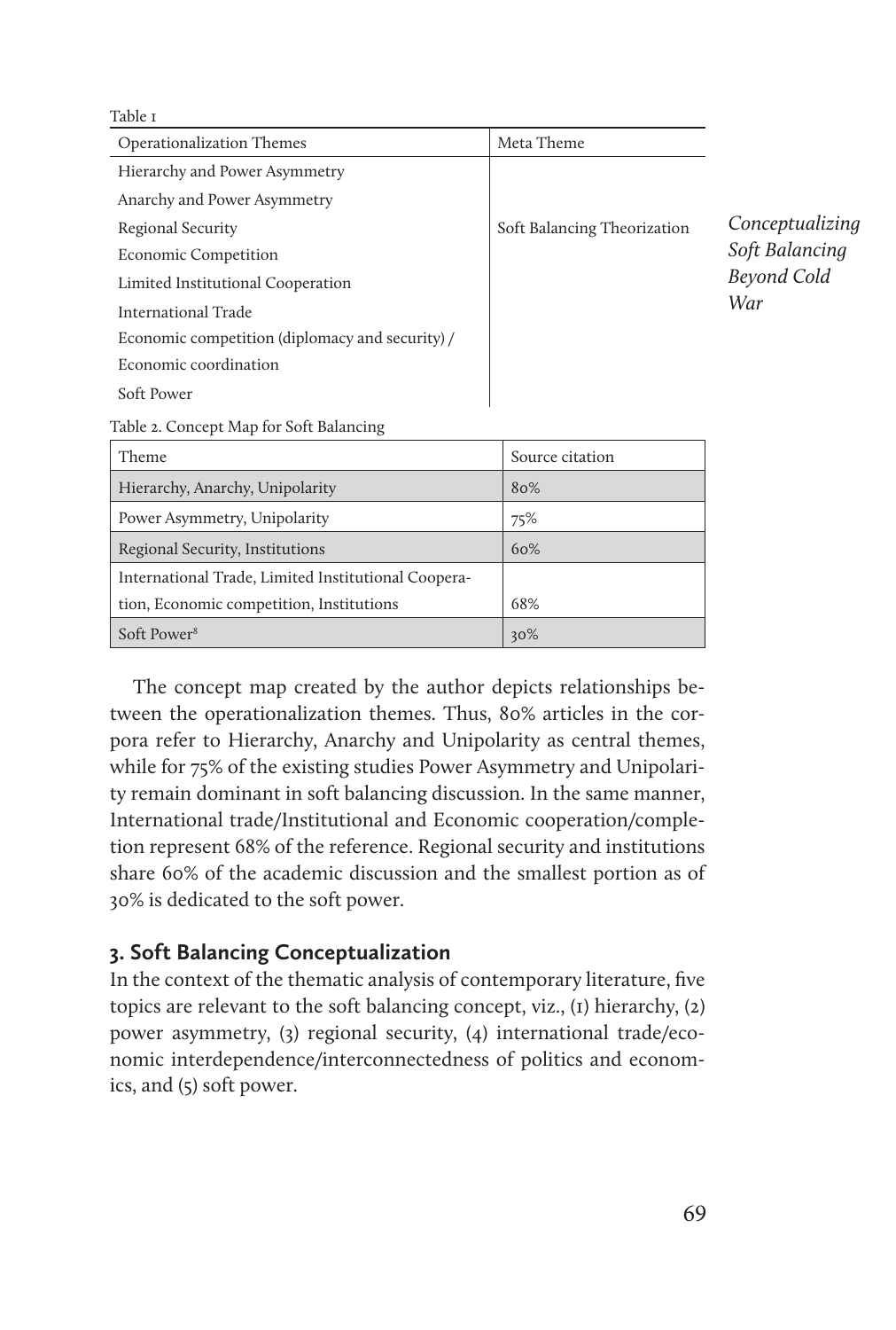Table 1

| Operationalization Themes | Meta Theme |
|---|---|
| Hierarchy and Power Asymmetry | Soft Balancing Theorization |
| Anarchy and Power Asymmetry | |
| Regional Security | |
| Economic Competition | |
| Limited Institutional Cooperation | |
| International Trade | |
| Economic competition (diplomacy and security) / Economic coordination | |
| Soft Power | |

*Conceptualizing Soft Balancing Beyond Cold War*

Table 2. Concept Map for Soft Balancing

| Theme | Source citation |
|---|---|
| Hierarchy, Anarchy, Unipolarity | 80% |
| Power Asymmetry, Unipolarity | 75% |
| Regional Security, Institutions | 60% |
| International Trade, Limited Institutional Cooperation, Economic competition, Institutions | 68% |
| Soft Power[8] | 30% |

The concept map created by the author depicts relationships between the operationalization themes. Thus, 80% articles in the corpora refer to Hierarchy, Anarchy and Unipolarity as central themes, while for 75% of the existing studies Power Asymmetry and Unipolarity remain dominant in soft balancing discussion. In the same manner, International trade/Institutional and Economic cooperation/completion represent 68% of the reference. Regional security and institutions share 60% of the academic discussion and the smallest portion as of 30% is dedicated to the soft power.

## 3. Soft Balancing Conceptualization

In the context of the thematic analysis of contemporary literature, five topics are relevant to the soft balancing concept, viz., (1) hierarchy, (2) power asymmetry, (3) regional security, (4) international trade/economic interdependence/interconnectedness of politics and economics, and (5) soft power.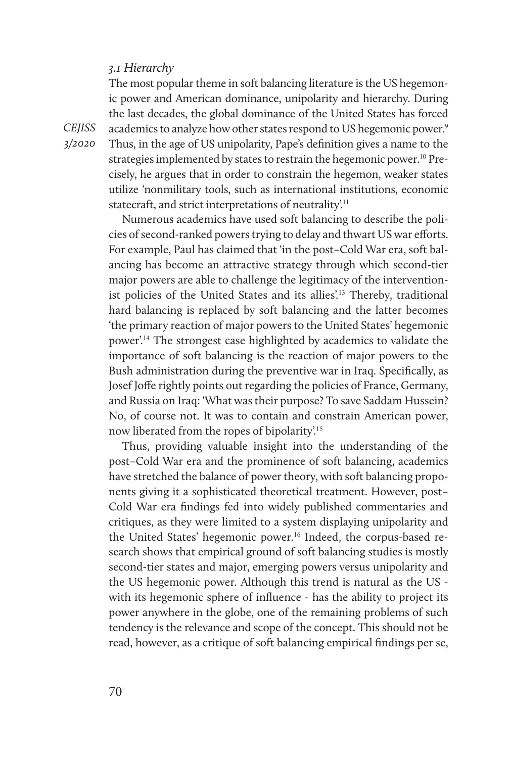### *3.1 Hierarchy*

The most popular theme in soft balancing literature is the US hegemonic power and American dominance, unipolarity and hierarchy. During the last decades, the global dominance of the United States has forced academics to analyze how other states respond to US hegemonic power.[9] Thus, in the age of US unipolarity, Pape's definition gives a name to the strategies implemented by states to restrain the hegemonic power.[10] Precisely, he argues that in order to constrain the hegemon, weaker states utilize 'nonmilitary tools, such as international institutions, economic statecraft, and strict interpretations of neutrality'.[11]

Numerous academics have used soft balancing to describe the policies of second-ranked powers trying to delay and thwart US war efforts. For example, Paul has claimed that 'in the post–Cold War era, soft balancing has become an attractive strategy through which second-tier major powers are able to challenge the legitimacy of the interventionist policies of the United States and its allies'.[13] Thereby, traditional hard balancing is replaced by soft balancing and the latter becomes 'the primary reaction of major powers to the United States' hegemonic power'.[14] The strongest case highlighted by academics to validate the importance of soft balancing is the reaction of major powers to the Bush administration during the preventive war in Iraq. Specifically, as Josef Joffe rightly points out regarding the policies of France, Germany, and Russia on Iraq: 'What was their purpose? To save Saddam Hussein? No, of course not. It was to contain and constrain American power, now liberated from the ropes of bipolarity'.[15]

Thus, providing valuable insight into the understanding of the post–Cold War era and the prominence of soft balancing, academics have stretched the balance of power theory, with soft balancing proponents giving it a sophisticated theoretical treatment. However, post–Cold War era findings fed into widely published commentaries and critiques, as they were limited to a system displaying unipolarity and the United States' hegemonic power.[16] Indeed, the corpus-based research shows that empirical ground of soft balancing studies is mostly second-tier states and major, emerging powers versus unipolarity and the US hegemonic power. Although this trend is natural as the US - with its hegemonic sphere of influence - has the ability to project its power anywhere in the globe, one of the remaining problems of such tendency is the relevance and scope of the concept. This should not be read, however, as a critique of soft balancing empirical findings per se,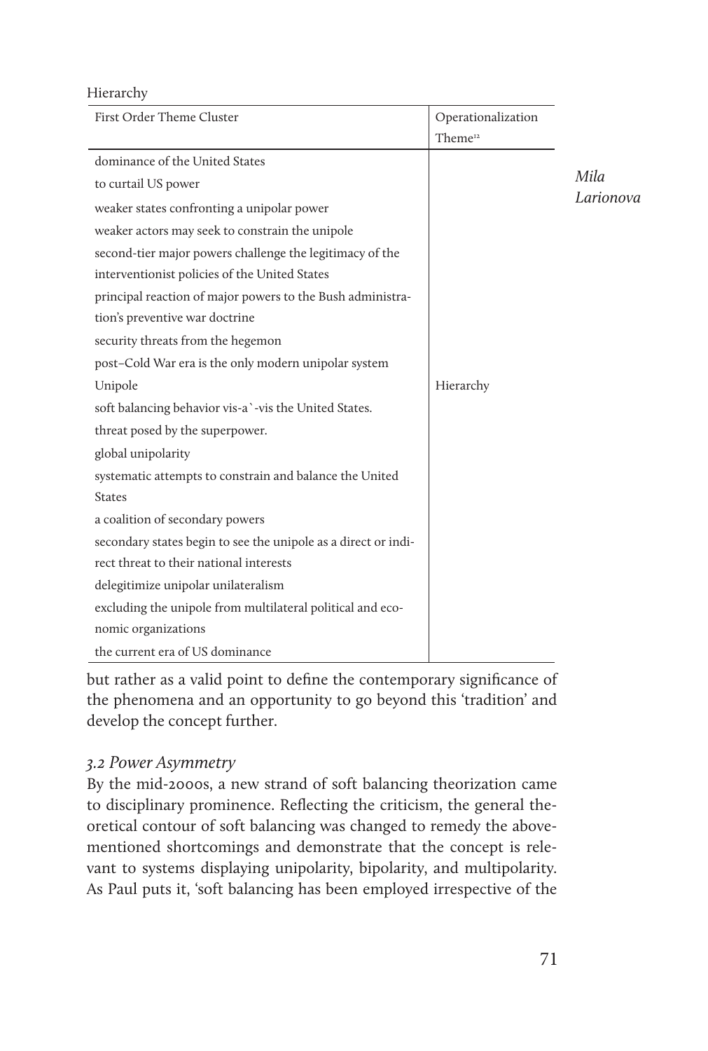Hierarchy

| First Order Theme Cluster | Operationalization Theme[12] |
|---|---|
| dominance of the United States<br>to curtail US power<br>weaker states confronting a unipolar power<br>weaker actors may seek to constrain the unipole<br>second-tier major powers challenge the legitimacy of the interventionist policies of the United States<br>principal reaction of major powers to the Bush administration's preventive war doctrine<br>security threats from the hegemon<br>post–Cold War era is the only modern unipolar system<br>Unipole<br>soft balancing behavior vis-a`-vis the United States.<br>threat posed by the superpower.<br>global unipolarity<br>systematic attempts to constrain and balance the United States<br>a coalition of secondary powers<br>secondary states begin to see the unipole as a direct or indirect threat to their national interests<br>delegitimize unipolar unilateralism<br>excluding the unipole from multilateral political and economic organizations<br>the current era of US dominance | Hierarchy |

but rather as a valid point to define the contemporary significance of the phenomena and an opportunity to go beyond this 'tradition' and develop the concept further.

### *3.2 Power Asymmetry*

By the mid-2000s, a new strand of soft balancing theorization came to disciplinary prominence. Reflecting the criticism, the general theoretical contour of soft balancing was changed to remedy the above-mentioned shortcomings and demonstrate that the concept is relevant to systems displaying unipolarity, bipolarity, and multipolarity. As Paul puts it, 'soft balancing has been employed irrespective of the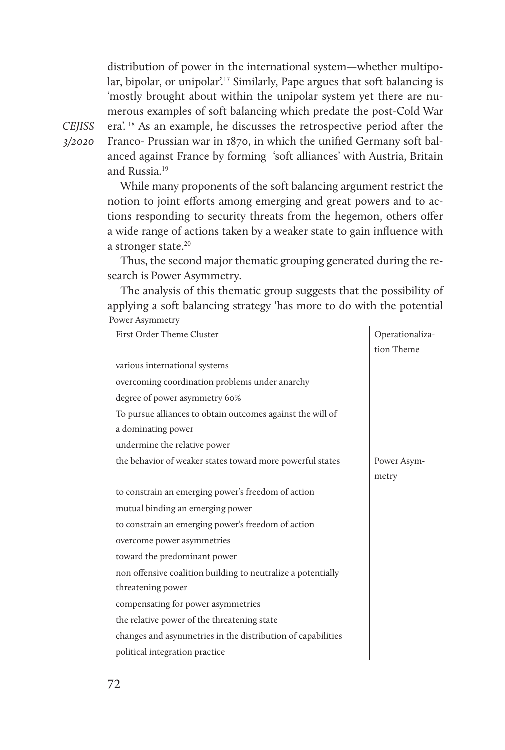distribution of power in the international system—whether multipolar, bipolar, or unipolar'.[17] Similarly, Pape argues that soft balancing is 'mostly brought about within the unipolar system yet there are numerous examples of soft balancing which predate the post-Cold War era'. [18] As an example, he discusses the retrospective period after the Franco- Prussian war in 1870, in which the unified Germany soft balanced against France by forming 'soft alliances' with Austria, Britain and Russia.[19]

While many proponents of the soft balancing argument restrict the notion to joint efforts among emerging and great powers and to actions responding to security threats from the hegemon, others offer a wide range of actions taken by a weaker state to gain influence with a stronger state.[20]

Thus, the second major thematic grouping generated during the research is Power Asymmetry.

The analysis of this thematic group suggests that the possibility of applying a soft balancing strategy 'has more to do with the potential

Power Asymmetry

| First Order Theme Cluster | Operationalization Theme |
|---|---|
| various international systems | |
| overcoming coordination problems under anarchy | |
| degree of power asymmetry 60% | |
| To pursue alliances to obtain outcomes against the will of a dominating power | |
| undermine the relative power | |
| the behavior of weaker states toward more powerful states | Power Asymmetry |
| to constrain an emerging power's freedom of action | |
| mutual binding an emerging power | |
| to constrain an emerging power's freedom of action | |
| overcome power asymmetries | |
| toward the predominant power | |
| non offensive coalition building to neutralize a potentially threatening power | |
| compensating for power asymmetries | |
| the relative power of the threatening state | |
| changes and asymmetries in the distribution of capabilities | |
| political integration practice | |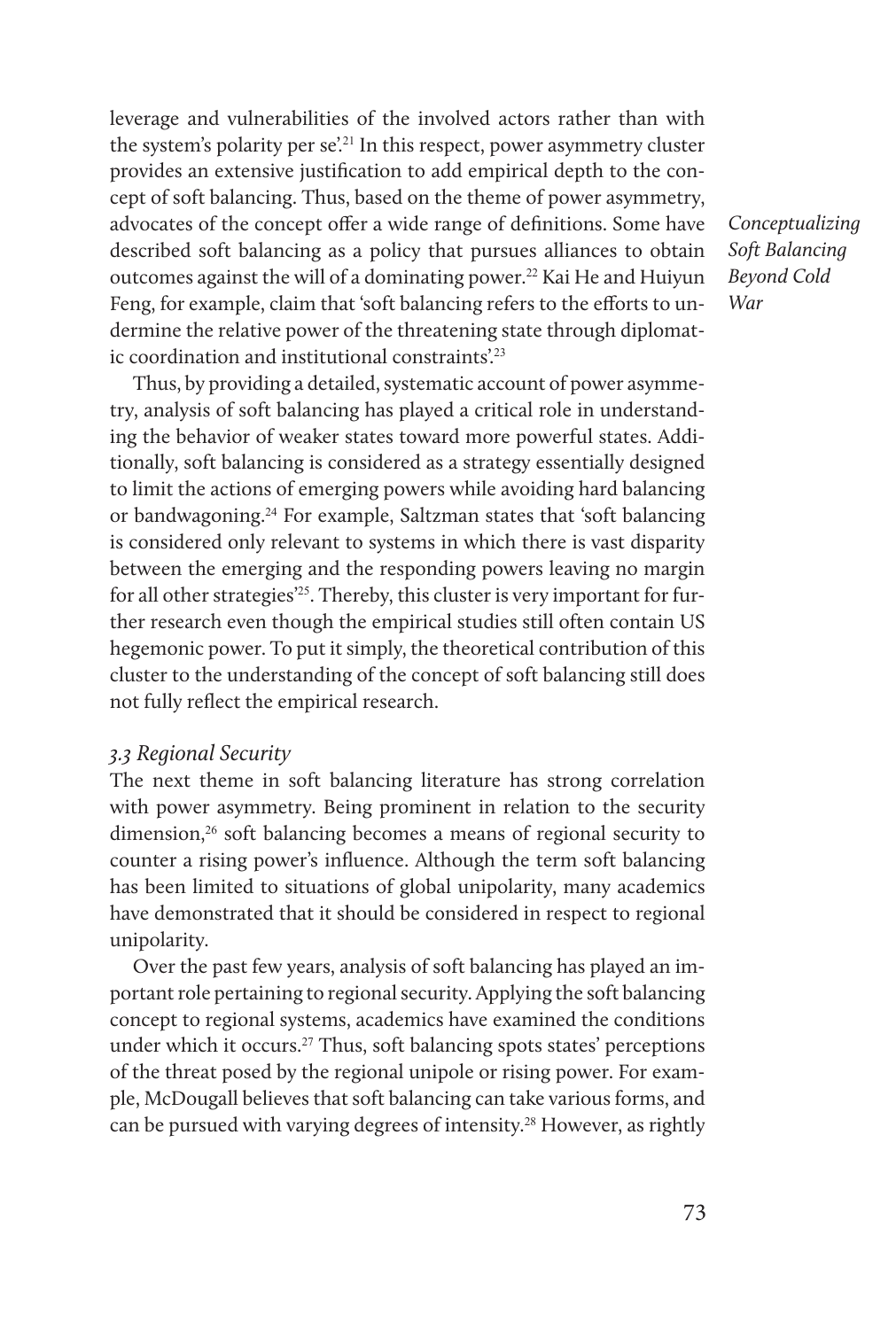leverage and vulnerabilities of the involved actors rather than with the system's polarity per se'.[21] In this respect, power asymmetry cluster provides an extensive justification to add empirical depth to the concept of soft balancing. Thus, based on the theme of power asymmetry, advocates of the concept offer a wide range of definitions. Some have described soft balancing as a policy that pursues alliances to obtain outcomes against the will of a dominating power.[22] Kai He and Huiyun Feng, for example, claim that 'soft balancing refers to the efforts to undermine the relative power of the threatening state through diplomatic coordination and institutional constraints'.[23]

Thus, by providing a detailed, systematic account of power asymmetry, analysis of soft balancing has played a critical role in understanding the behavior of weaker states toward more powerful states. Additionally, soft balancing is considered as a strategy essentially designed to limit the actions of emerging powers while avoiding hard balancing or bandwagoning.[24] For example, Saltzman states that 'soft balancing is considered only relevant to systems in which there is vast disparity between the emerging and the responding powers leaving no margin for all other strategies'[25]. Thereby, this cluster is very important for further research even though the empirical studies still often contain US hegemonic power. To put it simply, the theoretical contribution of this cluster to the understanding of the concept of soft balancing still does not fully reflect the empirical research.

### *3.3 Regional Security*

The next theme in soft balancing literature has strong correlation with power asymmetry. Being prominent in relation to the security dimension,[26] soft balancing becomes a means of regional security to counter a rising power's influence. Although the term soft balancing has been limited to situations of global unipolarity, many academics have demonstrated that it should be considered in respect to regional unipolarity.

Over the past few years, analysis of soft balancing has played an important role pertaining to regional security. Applying the soft balancing concept to regional systems, academics have examined the conditions under which it occurs.[27] Thus, soft balancing spots states' perceptions of the threat posed by the regional unipole or rising power. For example, McDougall believes that soft balancing can take various forms, and can be pursued with varying degrees of intensity.[28] However, as rightly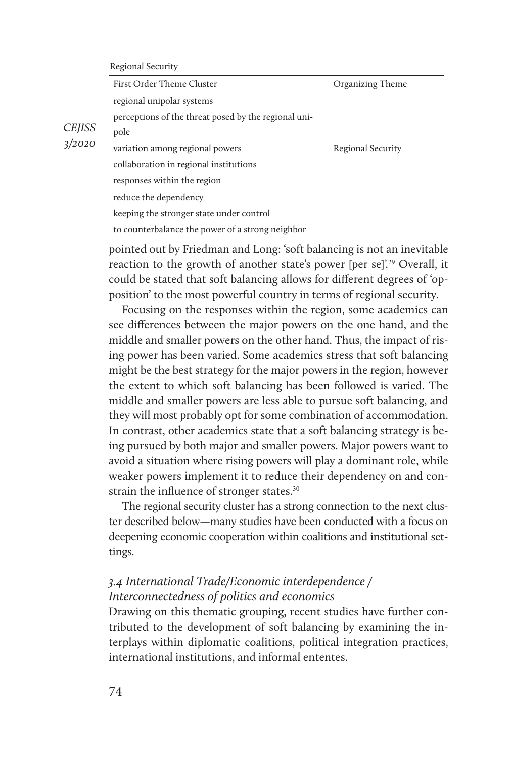Regional Security

| First Order Theme Cluster | Organizing Theme |
|---|---|
| regional unipolar systems | |
| perceptions of the threat posed by the regional unipole | |
| variation among regional powers | Regional Security |
| collaboration in regional institutions | |
| responses within the region | |
| reduce the dependency | |
| keeping the stronger state under control | |
| to counterbalance the power of a strong neighbor | |

pointed out by Friedman and Long: 'soft balancing is not an inevitable reaction to the growth of another state's power [per se]'.[29] Overall, it could be stated that soft balancing allows for different degrees of 'opposition' to the most powerful country in terms of regional security.

Focusing on the responses within the region, some academics can see differences between the major powers on the one hand, and the middle and smaller powers on the other hand. Thus, the impact of rising power has been varied. Some academics stress that soft balancing might be the best strategy for the major powers in the region, however the extent to which soft balancing has been followed is varied. The middle and smaller powers are less able to pursue soft balancing, and they will most probably opt for some combination of accommodation. In contrast, other academics state that a soft balancing strategy is being pursued by both major and smaller powers. Major powers want to avoid a situation where rising powers will play a dominant role, while weaker powers implement it to reduce their dependency on and constrain the influence of stronger states.[30]

The regional security cluster has a strong connection to the next cluster described below—many studies have been conducted with a focus on deepening economic cooperation within coalitions and institutional settings.

### *3.4 International Trade/Economic interdependence / Interconnectedness of politics and economics*

Drawing on this thematic grouping, recent studies have further contributed to the development of soft balancing by examining the interplays within diplomatic coalitions, political integration practices, international institutions, and informal ententes.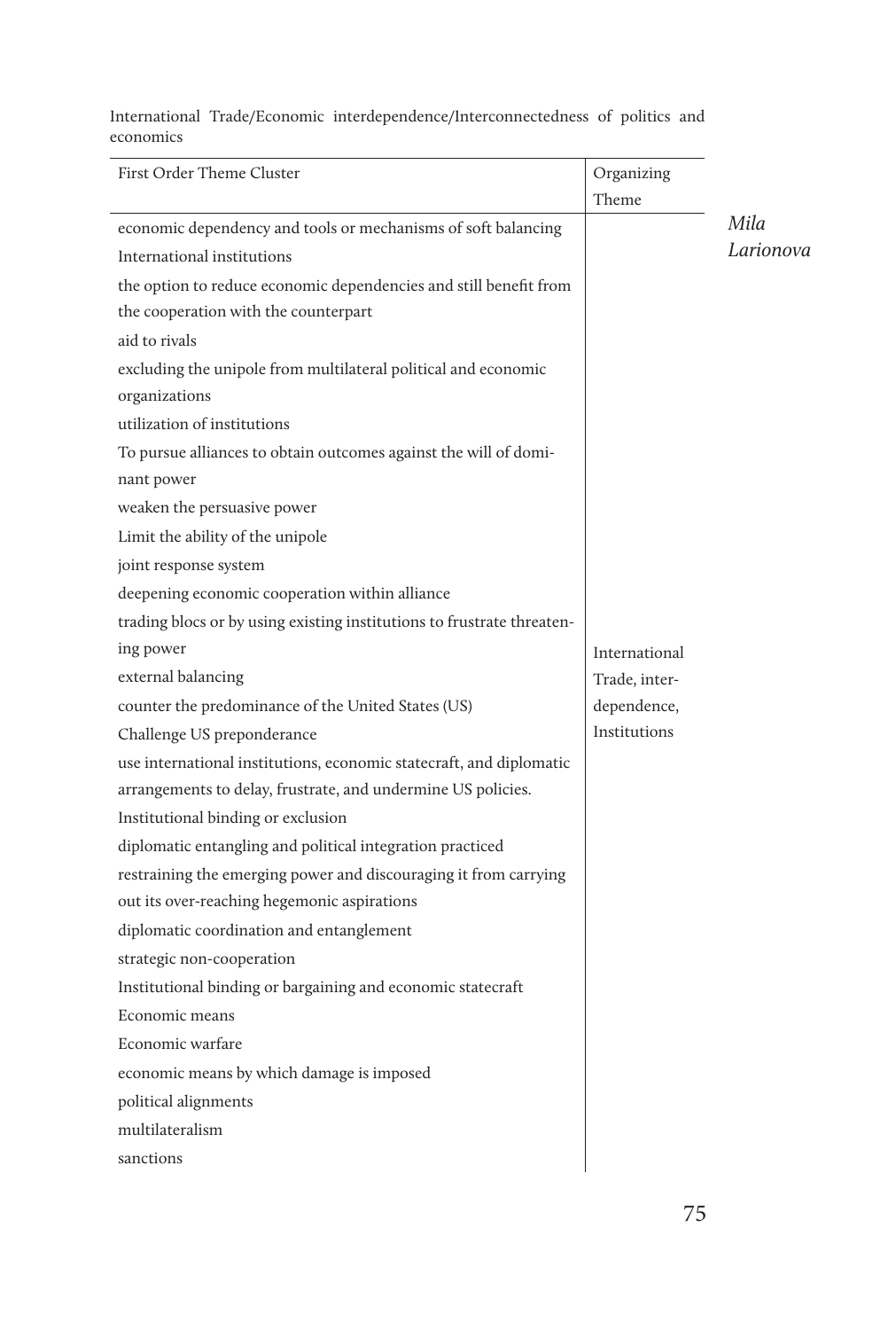International Trade/Economic interdependence/Interconnectedness of politics and economics

| First Order Theme Cluster | Organizing Theme |
|---|---|
| economic dependency and tools or mechanisms of soft balancing | |
| International institutions | |
| the option to reduce economic dependencies and still benefit from the cooperation with the counterpart | |
| aid to rivals | |
| excluding the unipole from multilateral political and economic organizations | |
| utilization of institutions | |
| To pursue alliances to obtain outcomes against the will of dominant power | |
| weaken the persuasive power | |
| Limit the ability of the unipole | |
| joint response system | |
| deepening economic cooperation within alliance | |
| trading blocs or by using existing institutions to frustrate threatening power | International Trade, interdependence, Institutions |
| external balancing | |
| counter the predominance of the United States (US) | |
| Challenge US preponderance | |
| use international institutions, economic statecraft, and diplomatic arrangements to delay, frustrate, and undermine US policies. | |
| Institutional binding or exclusion | |
| diplomatic entangling and political integration practiced | |
| restraining the emerging power and discouraging it from carrying out its over-reaching hegemonic aspirations | |
| diplomatic coordination and entanglement | |
| strategic non-cooperation | |
| Institutional binding or bargaining and economic statecraft | |
| Economic means | |
| Economic warfare | |
| economic means by which damage is imposed | |
| political alignments | |
| multilateralism | |
| sanctions | |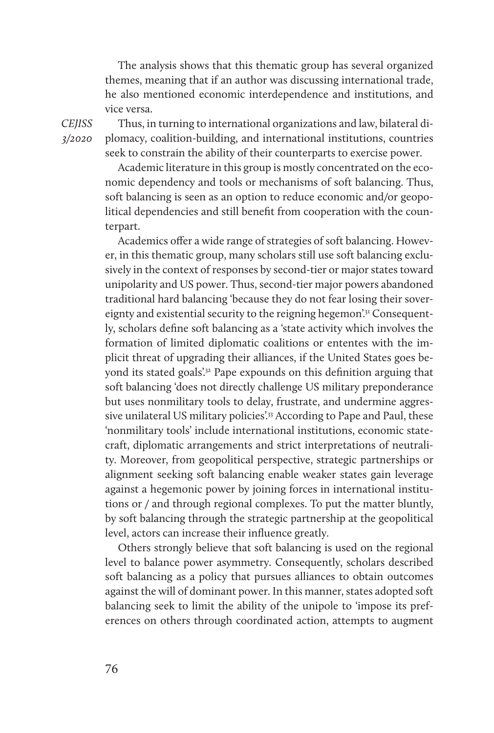The analysis shows that this thematic group has several organized themes, meaning that if an author was discussing international trade, he also mentioned economic interdependence and institutions, and vice versa.

Thus, in turning to international organizations and law, bilateral diplomacy, coalition-building, and international institutions, countries seek to constrain the ability of their counterparts to exercise power.

Academic literature in this group is mostly concentrated on the economic dependency and tools or mechanisms of soft balancing. Thus, soft balancing is seen as an option to reduce economic and/or geopolitical dependencies and still benefit from cooperation with the counterpart.

Academics offer a wide range of strategies of soft balancing. However, in this thematic group, many scholars still use soft balancing exclusively in the context of responses by second-tier or major states toward unipolarity and US power. Thus, second-tier major powers abandoned traditional hard balancing 'because they do not fear losing their sovereignty and existential security to the reigning hegemon'.[31] Consequently, scholars define soft balancing as a 'state activity which involves the formation of limited diplomatic coalitions or ententes with the implicit threat of upgrading their alliances, if the United States goes beyond its stated goals'.[32] Pape expounds on this definition arguing that soft balancing 'does not directly challenge US military preponderance but uses nonmilitary tools to delay, frustrate, and undermine aggressive unilateral US military policies'.[33] According to Pape and Paul, these 'nonmilitary tools' include international institutions, economic statecraft, diplomatic arrangements and strict interpretations of neutrality. Moreover, from geopolitical perspective, strategic partnerships or alignment seeking soft balancing enable weaker states gain leverage against a hegemonic power by joining forces in international institutions or / and through regional complexes. To put the matter bluntly, by soft balancing through the strategic partnership at the geopolitical level, actors can increase their influence greatly.

Others strongly believe that soft balancing is used on the regional level to balance power asymmetry. Consequently, scholars described soft balancing as a policy that pursues alliances to obtain outcomes against the will of dominant power. In this manner, states adopted soft balancing seek to limit the ability of the unipole to 'impose its preferences on others through coordinated action, attempts to augment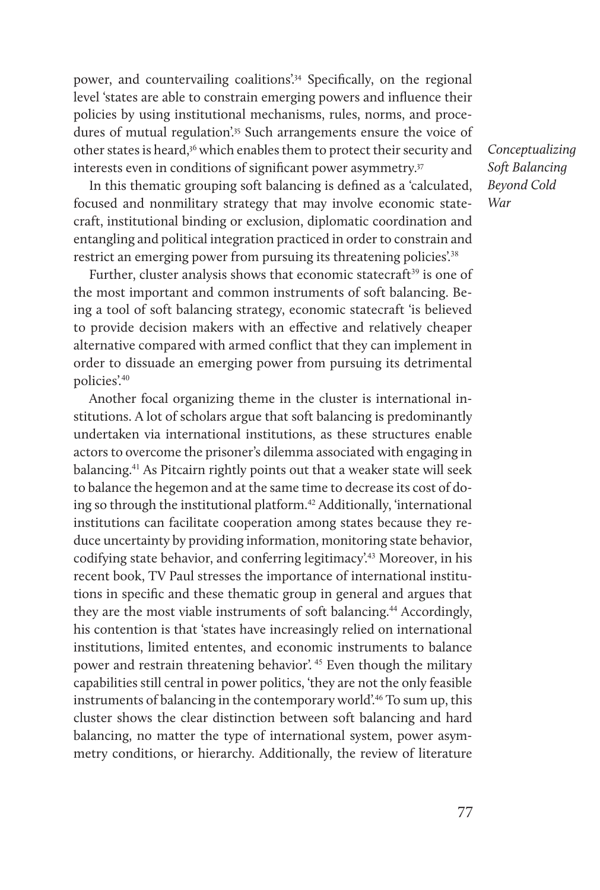power, and countervailing coalitions'.[34] Specifically, on the regional level 'states are able to constrain emerging powers and influence their policies by using institutional mechanisms, rules, norms, and procedures of mutual regulation'.[35] Such arrangements ensure the voice of other states is heard,[36] which enables them to protect their security and interests even in conditions of significant power asymmetry.[37]

In this thematic grouping soft balancing is defined as a 'calculated, focused and nonmilitary strategy that may involve economic statecraft, institutional binding or exclusion, diplomatic coordination and entangling and political integration practiced in order to constrain and restrict an emerging power from pursuing its threatening policies'.[38]

Further, cluster analysis shows that economic statecraft[39] is one of the most important and common instruments of soft balancing. Being a tool of soft balancing strategy, economic statecraft 'is believed to provide decision makers with an effective and relatively cheaper alternative compared with armed conflict that they can implement in order to dissuade an emerging power from pursuing its detrimental policies'.[40]

Another focal organizing theme in the cluster is international institutions. A lot of scholars argue that soft balancing is predominantly undertaken via international institutions, as these structures enable actors to overcome the prisoner's dilemma associated with engaging in balancing.[41] As Pitcairn rightly points out that a weaker state will seek to balance the hegemon and at the same time to decrease its cost of doing so through the institutional platform.[42] Additionally, 'international institutions can facilitate cooperation among states because they reduce uncertainty by providing information, monitoring state behavior, codifying state behavior, and conferring legitimacy'.[43] Moreover, in his recent book, TV Paul stresses the importance of international institutions in specific and these thematic group in general and argues that they are the most viable instruments of soft balancing.[44] Accordingly, his contention is that 'states have increasingly relied on international institutions, limited ententes, and economic instruments to balance power and restrain threatening behavior'.[45] Even though the military capabilities still central in power politics, 'they are not the only feasible instruments of balancing in the contemporary world'.[46] To sum up, this cluster shows the clear distinction between soft balancing and hard balancing, no matter the type of international system, power asymmetry conditions, or hierarchy. Additionally, the review of literature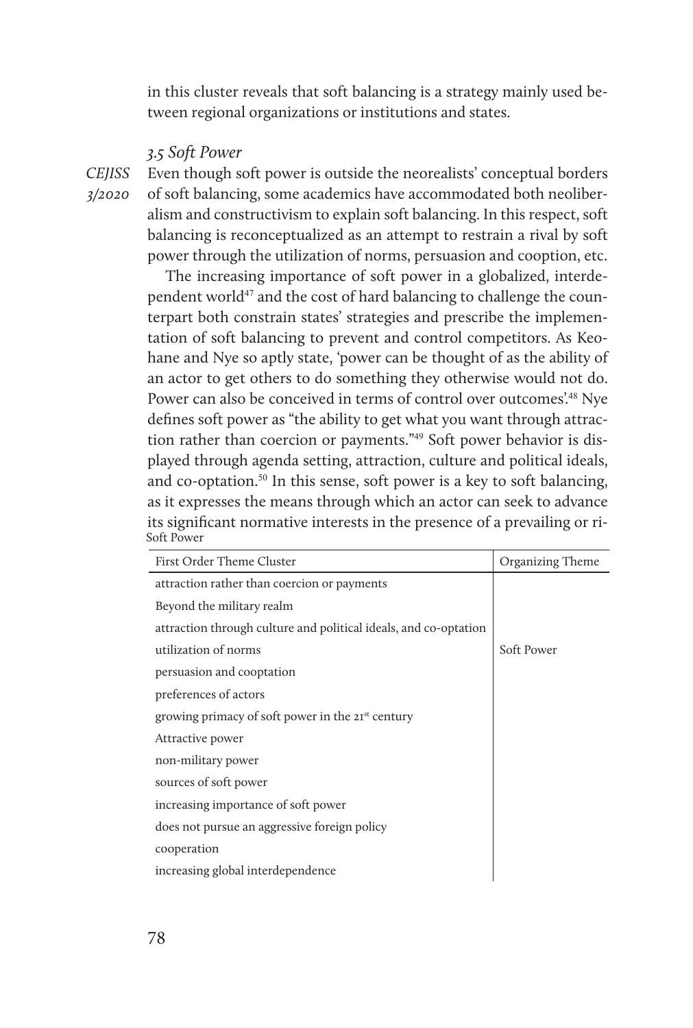in this cluster reveals that soft balancing is a strategy mainly used between regional organizations or institutions and states.

### *3.5 Soft Power*

Even though soft power is outside the neorealists' conceptual borders of soft balancing, some academics have accommodated both neoliberalism and constructivism to explain soft balancing. In this respect, soft balancing is reconceptualized as an attempt to restrain a rival by soft power through the utilization of norms, persuasion and cooption, etc.

The increasing importance of soft power in a globalized, interdependent world[47] and the cost of hard balancing to challenge the counterpart both constrain states' strategies and prescribe the implementation of soft balancing to prevent and control competitors. As Keohane and Nye so aptly state, 'power can be thought of as the ability of an actor to get others to do something they otherwise would not do. Power can also be conceived in terms of control over outcomes'.[48] Nye defines soft power as "the ability to get what you want through attraction rather than coercion or payments."[49] Soft power behavior is displayed through agenda setting, attraction, culture and political ideals, and co-optation.[50] In this sense, soft power is a key to soft balancing, as it expresses the means through which an actor can seek to advance its significant normative interests in the presence of a prevailing or ri-

Soft Power

| First Order Theme Cluster | Organizing Theme |
|---|---|
| attraction rather than coercion or payments | |
| Beyond the military realm | |
| attraction through culture and political ideals, and co-optation | |
| utilization of norms | Soft Power |
| persuasion and cooptation | |
| preferences of actors | |
| growing primacy of soft power in the 21st century | |
| Attractive power | |
| non-military power | |
| sources of soft power | |
| increasing importance of soft power | |
| does not pursue an aggressive foreign policy | |
| cooperation | |
| increasing global interdependence | |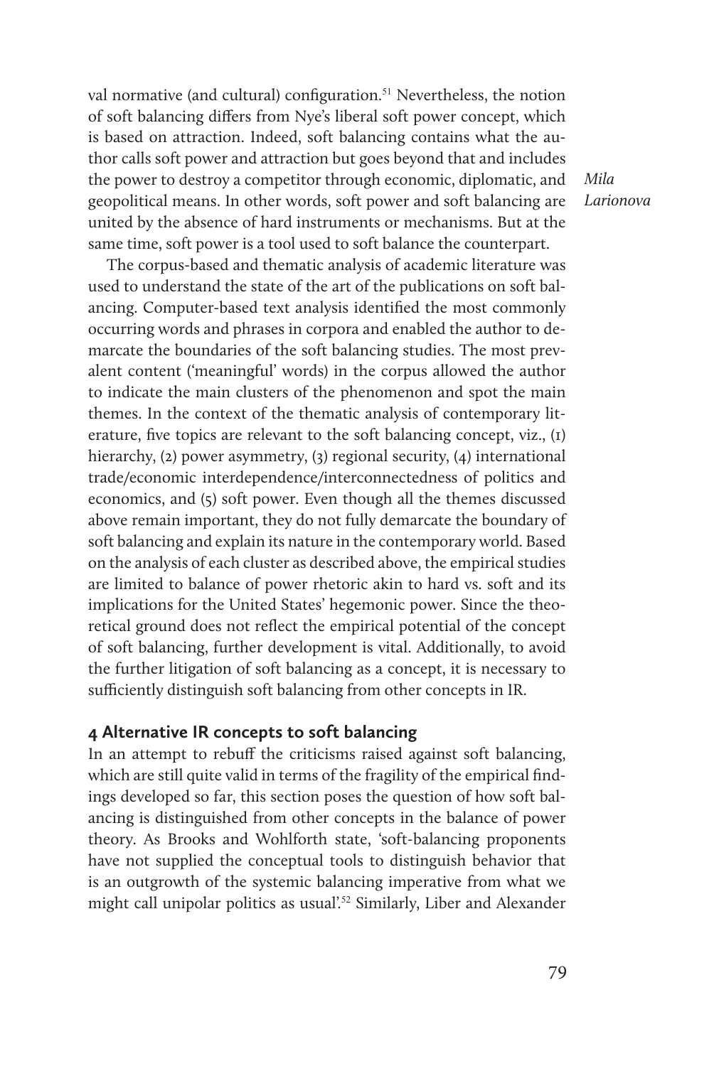val normative (and cultural) configuration.[51] Nevertheless, the notion of soft balancing differs from Nye's liberal soft power concept, which is based on attraction. Indeed, soft balancing contains what the author calls soft power and attraction but goes beyond that and includes the power to destroy a competitor through economic, diplomatic, and geopolitical means. In other words, soft power and soft balancing are united by the absence of hard instruments or mechanisms. But at the same time, soft power is a tool used to soft balance the counterpart.

The corpus-based and thematic analysis of academic literature was used to understand the state of the art of the publications on soft balancing. Computer-based text analysis identified the most commonly occurring words and phrases in corpora and enabled the author to demarcate the boundaries of the soft balancing studies. The most prevalent content ('meaningful' words) in the corpus allowed the author to indicate the main clusters of the phenomenon and spot the main themes. In the context of the thematic analysis of contemporary literature, five topics are relevant to the soft balancing concept, viz., (1) hierarchy, (2) power asymmetry, (3) regional security, (4) international trade/economic interdependence/interconnectedness of politics and economics, and (5) soft power. Even though all the themes discussed above remain important, they do not fully demarcate the boundary of soft balancing and explain its nature in the contemporary world. Based on the analysis of each cluster as described above, the empirical studies are limited to balance of power rhetoric akin to hard vs. soft and its implications for the United States' hegemonic power. Since the theoretical ground does not reflect the empirical potential of the concept of soft balancing, further development is vital. Additionally, to avoid the further litigation of soft balancing as a concept, it is necessary to sufficiently distinguish soft balancing from other concepts in IR.

## 4 Alternative IR concepts to soft balancing

In an attempt to rebuff the criticisms raised against soft balancing, which are still quite valid in terms of the fragility of the empirical findings developed so far, this section poses the question of how soft balancing is distinguished from other concepts in the balance of power theory. As Brooks and Wohlforth state, 'soft-balancing proponents have not supplied the conceptual tools to distinguish behavior that is an outgrowth of the systemic balancing imperative from what we might call unipolar politics as usual'.[52] Similarly, Liber and Alexander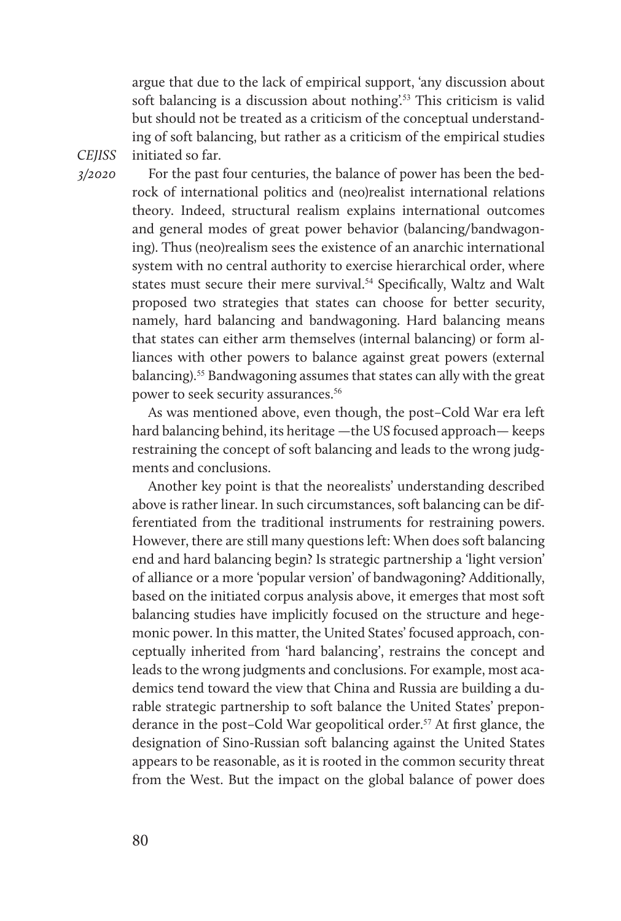argue that due to the lack of empirical support, 'any discussion about soft balancing is a discussion about nothing'.[53] This criticism is valid but should not be treated as a criticism of the conceptual understanding of soft balancing, but rather as a criticism of the empirical studies initiated so far.

For the past four centuries, the balance of power has been the bedrock of international politics and (neo)realist international relations theory. Indeed, structural realism explains international outcomes and general modes of great power behavior (balancing/bandwagoning). Thus (neo)realism sees the existence of an anarchic international system with no central authority to exercise hierarchical order, where states must secure their mere survival.[54] Specifically, Waltz and Walt proposed two strategies that states can choose for better security, namely, hard balancing and bandwagoning. Hard balancing means that states can either arm themselves (internal balancing) or form alliances with other powers to balance against great powers (external balancing).[55] Bandwagoning assumes that states can ally with the great power to seek security assurances.[56]

As was mentioned above, even though, the post–Cold War era left hard balancing behind, its heritage —the US focused approach— keeps restraining the concept of soft balancing and leads to the wrong judgments and conclusions.

Another key point is that the neorealists' understanding described above is rather linear. In such circumstances, soft balancing can be differentiated from the traditional instruments for restraining powers. However, there are still many questions left: When does soft balancing end and hard balancing begin? Is strategic partnership a 'light version' of alliance or a more 'popular version' of bandwagoning? Additionally, based on the initiated corpus analysis above, it emerges that most soft balancing studies have implicitly focused on the structure and hegemonic power. In this matter, the United States' focused approach, conceptually inherited from 'hard balancing', restrains the concept and leads to the wrong judgments and conclusions. For example, most academics tend toward the view that China and Russia are building a durable strategic partnership to soft balance the United States' preponderance in the post–Cold War geopolitical order.[57] At first glance, the designation of Sino-Russian soft balancing against the United States appears to be reasonable, as it is rooted in the common security threat from the West. But the impact on the global balance of power does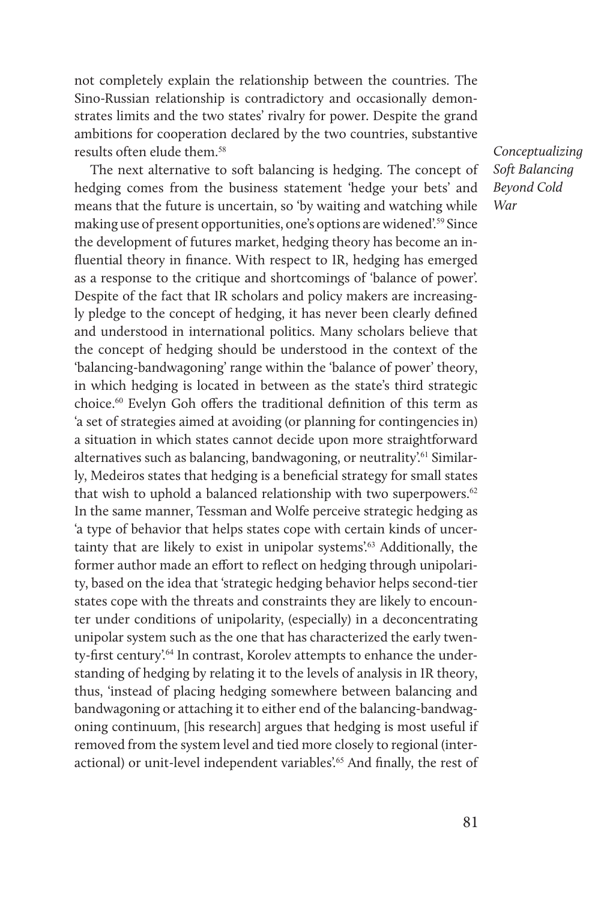not completely explain the relationship between the countries. The Sino-Russian relationship is contradictory and occasionally demonstrates limits and the two states' rivalry for power. Despite the grand ambitions for cooperation declared by the two countries, substantive results often elude them.[58]

The next alternative to soft balancing is hedging. The concept of hedging comes from the business statement 'hedge your bets' and means that the future is uncertain, so 'by waiting and watching while making use of present opportunities, one's options are widened'.[59] Since the development of futures market, hedging theory has become an influential theory in finance. With respect to IR, hedging has emerged as a response to the critique and shortcomings of 'balance of power'. Despite of the fact that IR scholars and policy makers are increasingly pledge to the concept of hedging, it has never been clearly defined and understood in international politics. Many scholars believe that the concept of hedging should be understood in the context of the 'balancing-bandwagoning' range within the 'balance of power' theory, in which hedging is located in between as the state's third strategic choice.[60] Evelyn Goh offers the traditional definition of this term as 'a set of strategies aimed at avoiding (or planning for contingencies in) a situation in which states cannot decide upon more straightforward alternatives such as balancing, bandwagoning, or neutrality'.[61] Similarly, Medeiros states that hedging is a beneficial strategy for small states that wish to uphold a balanced relationship with two superpowers.[62] In the same manner, Tessman and Wolfe perceive strategic hedging as 'a type of behavior that helps states cope with certain kinds of uncertainty that are likely to exist in unipolar systems'.[63] Additionally, the former author made an effort to reflect on hedging through unipolarity, based on the idea that 'strategic hedging behavior helps second-tier states cope with the threats and constraints they are likely to encounter under conditions of unipolarity, (especially) in a deconcentrating unipolar system such as the one that has characterized the early twenty-first century'.[64] In contrast, Korolev attempts to enhance the understanding of hedging by relating it to the levels of analysis in IR theory, thus, 'instead of placing hedging somewhere between balancing and bandwagoning or attaching it to either end of the balancing-bandwagoning continuum, [his research] argues that hedging is most useful if removed from the system level and tied more closely to regional (interactional) or unit-level independent variables'.[65] And finally, the rest of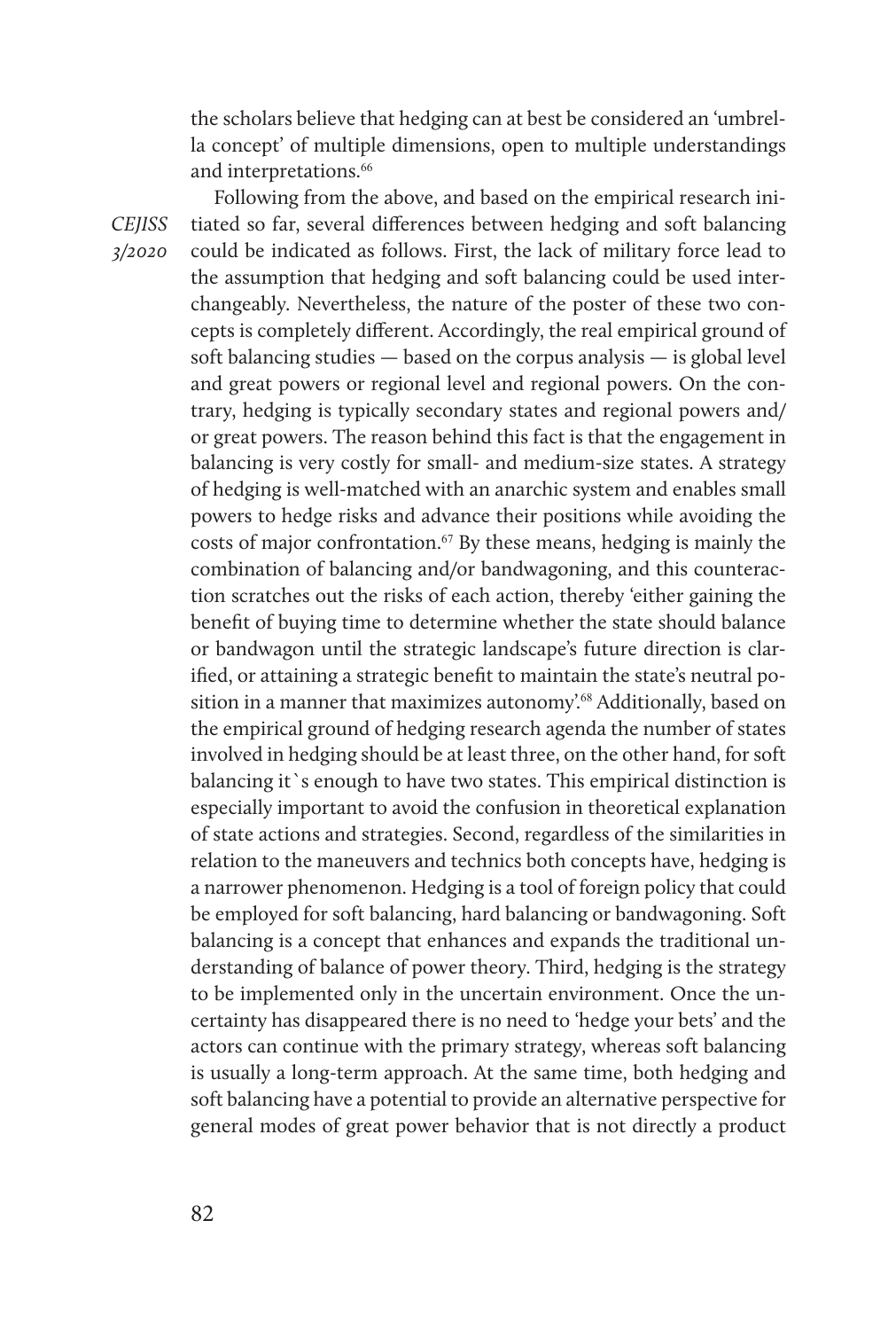the scholars believe that hedging can at best be considered an 'umbrella concept' of multiple dimensions, open to multiple understandings and interpretations.[66]

Following from the above, and based on the empirical research initiated so far, several differences between hedging and soft balancing could be indicated as follows. First, the lack of military force lead to the assumption that hedging and soft balancing could be used interchangeably. Nevertheless, the nature of the poster of these two concepts is completely different. Accordingly, the real empirical ground of soft balancing studies — based on the corpus analysis — is global level and great powers or regional level and regional powers. On the contrary, hedging is typically secondary states and regional powers and/ or great powers. The reason behind this fact is that the engagement in balancing is very costly for small- and medium-size states. A strategy of hedging is well-matched with an anarchic system and enables small powers to hedge risks and advance their positions while avoiding the costs of major confrontation.[67] By these means, hedging is mainly the combination of balancing and/or bandwagoning, and this counteraction scratches out the risks of each action, thereby 'either gaining the benefit of buying time to determine whether the state should balance or bandwagon until the strategic landscape's future direction is clarified, or attaining a strategic benefit to maintain the state's neutral position in a manner that maximizes autonomy'.[68] Additionally, based on the empirical ground of hedging research agenda the number of states involved in hedging should be at least three, on the other hand, for soft balancing it`s enough to have two states. This empirical distinction is especially important to avoid the confusion in theoretical explanation of state actions and strategies. Second, regardless of the similarities in relation to the maneuvers and technics both concepts have, hedging is a narrower phenomenon. Hedging is a tool of foreign policy that could be employed for soft balancing, hard balancing or bandwagoning. Soft balancing is a concept that enhances and expands the traditional understanding of balance of power theory. Third, hedging is the strategy to be implemented only in the uncertain environment. Once the uncertainty has disappeared there is no need to 'hedge your bets' and the actors can continue with the primary strategy, whereas soft balancing is usually a long-term approach. At the same time, both hedging and soft balancing have a potential to provide an alternative perspective for general modes of great power behavior that is not directly a product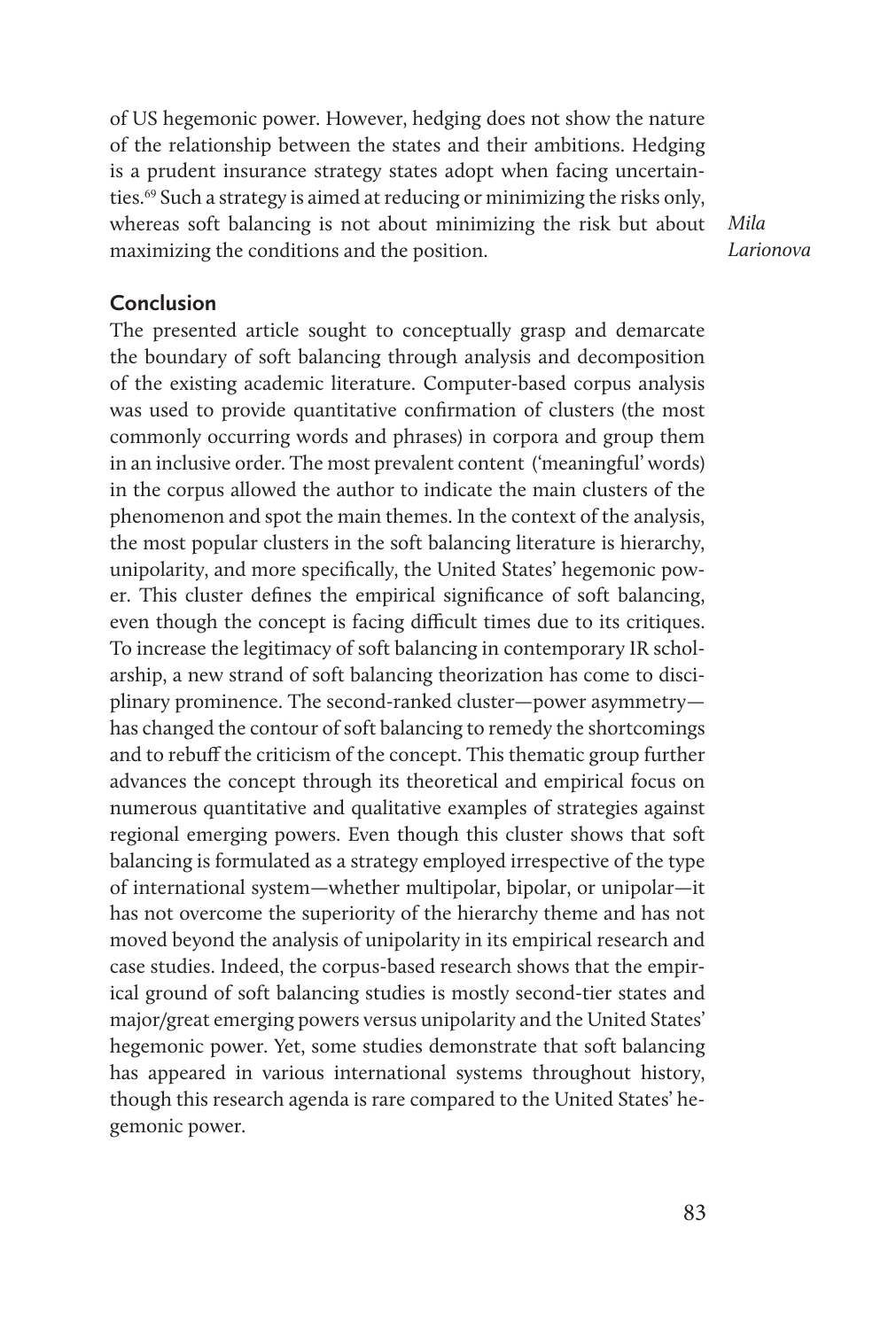of US hegemonic power. However, hedging does not show the nature of the relationship between the states and their ambitions. Hedging is a prudent insurance strategy states adopt when facing uncertainties.[69] Such a strategy is aimed at reducing or minimizing the risks only, whereas soft balancing is not about minimizing the risk but about maximizing the conditions and the position.

## Conclusion

The presented article sought to conceptually grasp and demarcate the boundary of soft balancing through analysis and decomposition of the existing academic literature. Computer-based corpus analysis was used to provide quantitative confirmation of clusters (the most commonly occurring words and phrases) in corpora and group them in an inclusive order. The most prevalent content ('meaningful' words) in the corpus allowed the author to indicate the main clusters of the phenomenon and spot the main themes. In the context of the analysis, the most popular clusters in the soft balancing literature is hierarchy, unipolarity, and more specifically, the United States' hegemonic power. This cluster defines the empirical significance of soft balancing, even though the concept is facing difficult times due to its critiques. To increase the legitimacy of soft balancing in contemporary IR scholarship, a new strand of soft balancing theorization has come to disciplinary prominence. The second-ranked cluster—power asymmetry—has changed the contour of soft balancing to remedy the shortcomings and to rebuff the criticism of the concept. This thematic group further advances the concept through its theoretical and empirical focus on numerous quantitative and qualitative examples of strategies against regional emerging powers. Even though this cluster shows that soft balancing is formulated as a strategy employed irrespective of the type of international system—whether multipolar, bipolar, or unipolar—it has not overcome the superiority of the hierarchy theme and has not moved beyond the analysis of unipolarity in its empirical research and case studies. Indeed, the corpus-based research shows that the empirical ground of soft balancing studies is mostly second-tier states and major/great emerging powers versus unipolarity and the United States' hegemonic power. Yet, some studies demonstrate that soft balancing has appeared in various international systems throughout history, though this research agenda is rare compared to the United States' hegemonic power.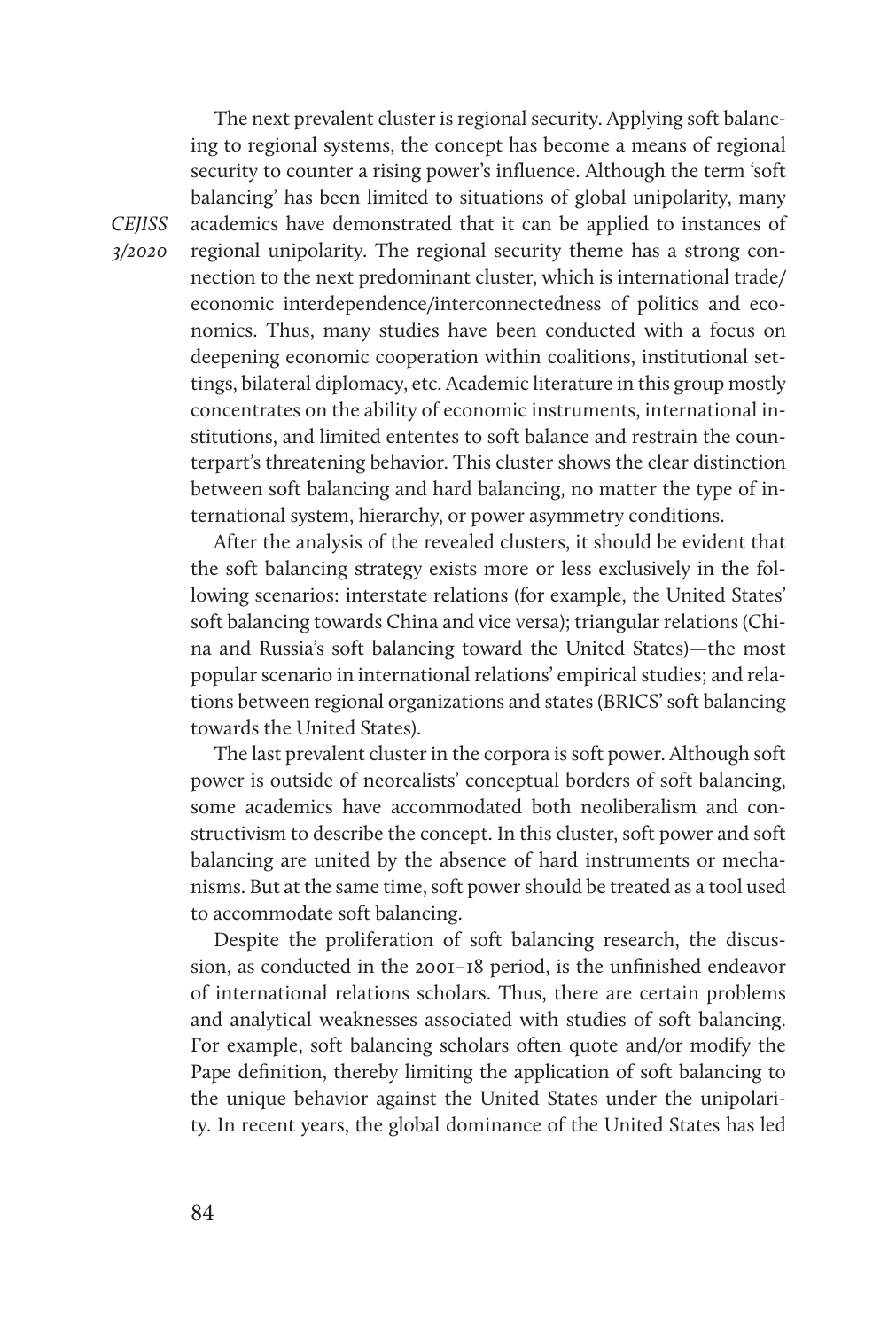The next prevalent cluster is regional security. Applying soft balancing to regional systems, the concept has become a means of regional security to counter a rising power's influence. Although the term 'soft balancing' has been limited to situations of global unipolarity, many academics have demonstrated that it can be applied to instances of regional unipolarity. The regional security theme has a strong connection to the next predominant cluster, which is international trade/economic interdependence/interconnectedness of politics and economics. Thus, many studies have been conducted with a focus on deepening economic cooperation within coalitions, institutional settings, bilateral diplomacy, etc. Academic literature in this group mostly concentrates on the ability of economic instruments, international institutions, and limited ententes to soft balance and restrain the counterpart's threatening behavior. This cluster shows the clear distinction between soft balancing and hard balancing, no matter the type of international system, hierarchy, or power asymmetry conditions.

After the analysis of the revealed clusters, it should be evident that the soft balancing strategy exists more or less exclusively in the following scenarios: interstate relations (for example, the United States' soft balancing towards China and vice versa); triangular relations (China and Russia's soft balancing toward the United States)—the most popular scenario in international relations' empirical studies; and relations between regional organizations and states (BRICS' soft balancing towards the United States).

The last prevalent cluster in the corpora is soft power. Although soft power is outside of neorealists' conceptual borders of soft balancing, some academics have accommodated both neoliberalism and constructivism to describe the concept. In this cluster, soft power and soft balancing are united by the absence of hard instruments or mechanisms. But at the same time, soft power should be treated as a tool used to accommodate soft balancing.

Despite the proliferation of soft balancing research, the discussion, as conducted in the 2001–18 period, is the unfinished endeavor of international relations scholars. Thus, there are certain problems and analytical weaknesses associated with studies of soft balancing. For example, soft balancing scholars often quote and/or modify the Pape definition, thereby limiting the application of soft balancing to the unique behavior against the United States under the unipolarity. In recent years, the global dominance of the United States has led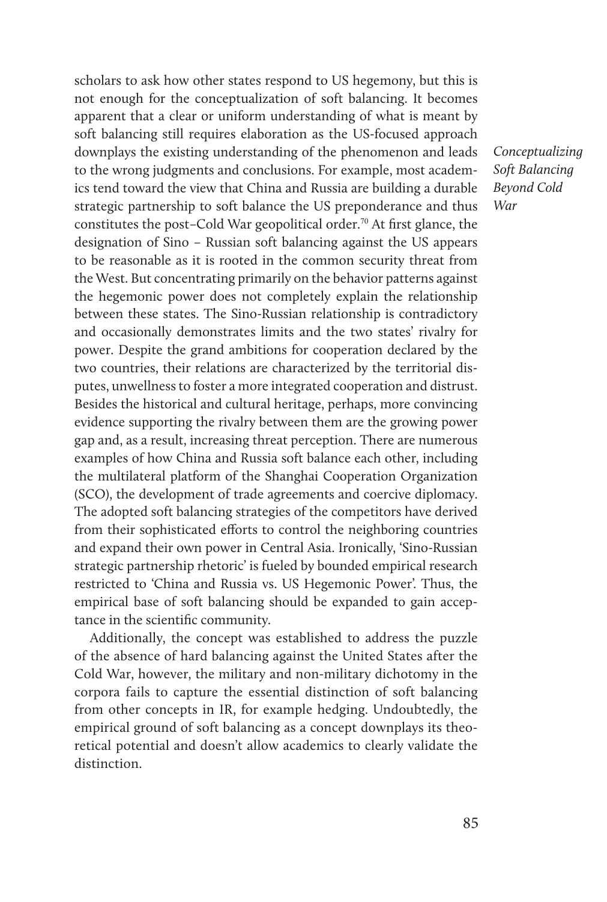scholars to ask how other states respond to US hegemony, but this is not enough for the conceptualization of soft balancing. It becomes apparent that a clear or uniform understanding of what is meant by soft balancing still requires elaboration as the US-focused approach downplays the existing understanding of the phenomenon and leads to the wrong judgments and conclusions. For example, most academics tend toward the view that China and Russia are building a durable strategic partnership to soft balance the US preponderance and thus constitutes the post–Cold War geopolitical order.[70] At first glance, the designation of Sino – Russian soft balancing against the US appears to be reasonable as it is rooted in the common security threat from the West. But concentrating primarily on the behavior patterns against the hegemonic power does not completely explain the relationship between these states. The Sino-Russian relationship is contradictory and occasionally demonstrates limits and the two states' rivalry for power. Despite the grand ambitions for cooperation declared by the two countries, their relations are characterized by the territorial disputes, unwellness to foster a more integrated cooperation and distrust. Besides the historical and cultural heritage, perhaps, more convincing evidence supporting the rivalry between them are the growing power gap and, as a result, increasing threat perception. There are numerous examples of how China and Russia soft balance each other, including the multilateral platform of the Shanghai Cooperation Organization (SCO), the development of trade agreements and coercive diplomacy. The adopted soft balancing strategies of the competitors have derived from their sophisticated efforts to control the neighboring countries and expand their own power in Central Asia. Ironically, 'Sino-Russian strategic partnership rhetoric' is fueled by bounded empirical research restricted to 'China and Russia vs. US Hegemonic Power'. Thus, the empirical base of soft balancing should be expanded to gain acceptance in the scientific community.

Additionally, the concept was established to address the puzzle of the absence of hard balancing against the United States after the Cold War, however, the military and non-military dichotomy in the corpora fails to capture the essential distinction of soft balancing from other concepts in IR, for example hedging. Undoubtedly, the empirical ground of soft balancing as a concept downplays its theoretical potential and doesn't allow academics to clearly validate the distinction.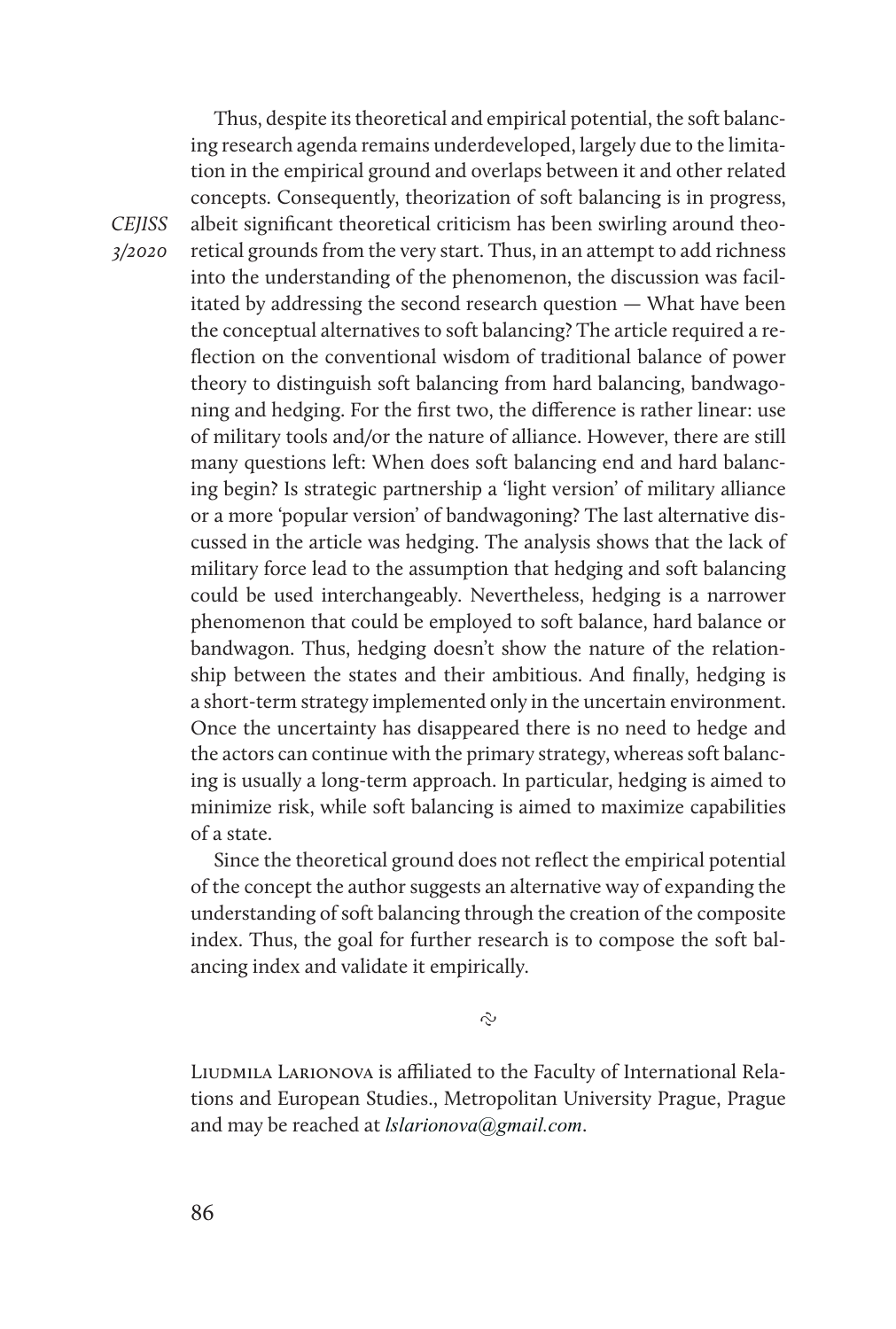Thus, despite its theoretical and empirical potential, the soft balancing research agenda remains underdeveloped, largely due to the limitation in the empirical ground and overlaps between it and other related concepts. Consequently, theorization of soft balancing is in progress, albeit significant theoretical criticism has been swirling around theoretical grounds from the very start. Thus, in an attempt to add richness into the understanding of the phenomenon, the discussion was facilitated by addressing the second research question — What have been the conceptual alternatives to soft balancing? The article required a reflection on the conventional wisdom of traditional balance of power theory to distinguish soft balancing from hard balancing, bandwagoning and hedging. For the first two, the difference is rather linear: use of military tools and/or the nature of alliance. However, there are still many questions left: When does soft balancing end and hard balancing begin? Is strategic partnership a 'light version' of military alliance or a more 'popular version' of bandwagoning? The last alternative discussed in the article was hedging. The analysis shows that the lack of military force lead to the assumption that hedging and soft balancing could be used interchangeably. Nevertheless, hedging is a narrower phenomenon that could be employed to soft balance, hard balance or bandwagon. Thus, hedging doesn't show the nature of the relationship between the states and their ambitious. And finally, hedging is a short-term strategy implemented only in the uncertain environment. Once the uncertainty has disappeared there is no need to hedge and the actors can continue with the primary strategy, whereas soft balancing is usually a long-term approach. In particular, hedging is aimed to minimize risk, while soft balancing is aimed to maximize capabilities of a state.

Since the theoretical ground does not reflect the empirical potential of the concept the author suggests an alternative way of expanding the understanding of soft balancing through the creation of the composite index. Thus, the goal for further research is to compose the soft balancing index and validate it empirically.

~

Liudmila Larionova is affiliated to the Faculty of International Relations and European Studies., Metropolitan University Prague, Prague and may be reached at *lslarionova@gmail.com*.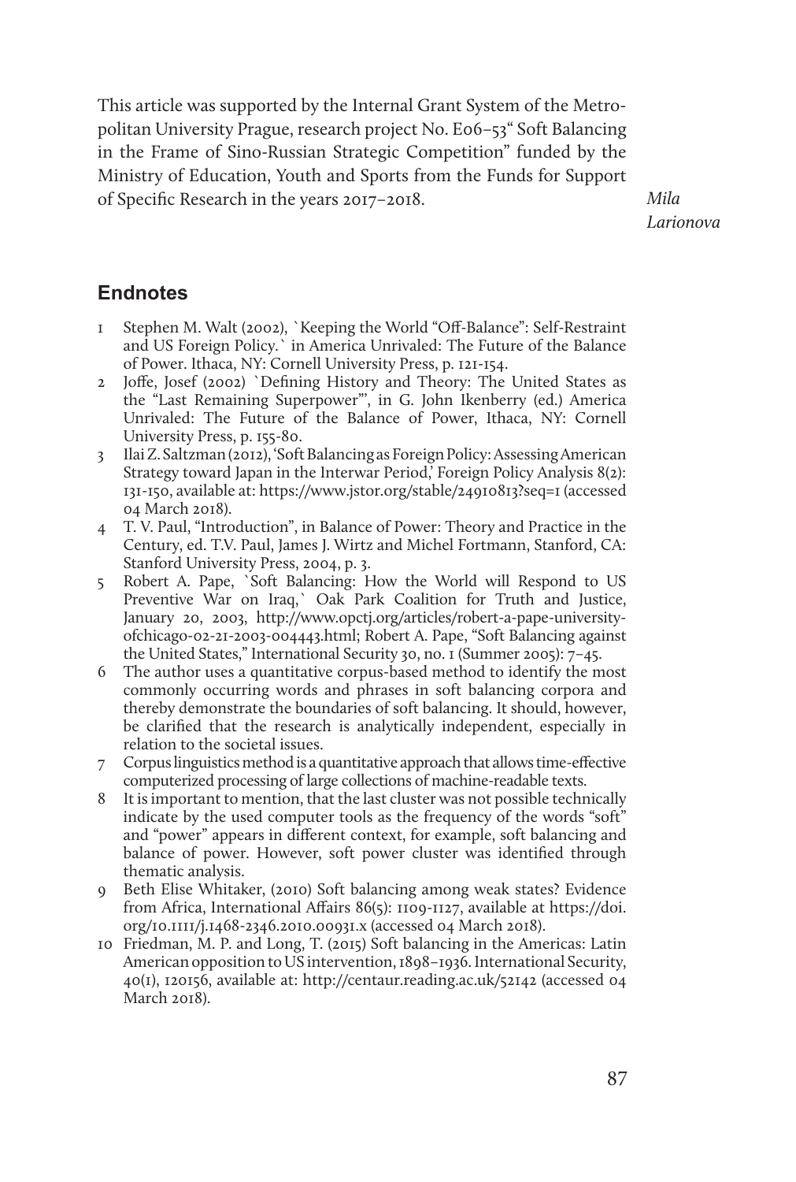This article was supported by the Internal Grant System of the Metropolitan University Prague, research project No. E06–53" Soft Balancing in the Frame of Sino-Russian Strategic Competition" funded by the Ministry of Education, Youth and Sports from the Funds for Support of Specific Research in the years 2017–2018.

## Endnotes

1. Stephen M. Walt (2002), `Keeping the World "Off-Balance": Self-Restraint and US Foreign Policy.` in America Unrivaled: The Future of the Balance of Power. Ithaca, NY: Cornell University Press, p. 121-154.
2. Joffe, Josef (2002) `Defining History and Theory: The United States as the "Last Remaining Superpower"', in G. John Ikenberry (ed.) America Unrivaled: The Future of the Balance of Power, Ithaca, NY: Cornell University Press, p. 155-80.
3. Ilai Z. Saltzman (2012), 'Soft Balancing as Foreign Policy: Assessing American Strategy toward Japan in the Interwar Period,' Foreign Policy Analysis 8(2): 131-150, available at: https://www.jstor.org/stable/24910813?seq=1 (accessed 04 March 2018).
4. T. V. Paul, "Introduction", in Balance of Power: Theory and Practice in the Century, ed. T.V. Paul, James J. Wirtz and Michel Fortmann, Stanford, CA: Stanford University Press, 2004, p. 3.
5. Robert A. Pape, `Soft Balancing: How the World will Respond to US Preventive War on Iraq,` Oak Park Coalition for Truth and Justice, January 20, 2003, http://www.opctj.org/articles/robert-a-pape-university-ofchicago-02-21-2003-004443.html; Robert A. Pape, "Soft Balancing against the United States," International Security 30, no. 1 (Summer 2005): 7–45.
6. The author uses a quantitative corpus-based method to identify the most commonly occurring words and phrases in soft balancing corpora and thereby demonstrate the boundaries of soft balancing. It should, however, be clarified that the research is analytically independent, especially in relation to the societal issues.
7. Corpus linguistics method is a quantitative approach that allows time-effective computerized processing of large collections of machine-readable texts.
8. It is important to mention, that the last cluster was not possible technically indicate by the used computer tools as the frequency of the words "soft" and "power" appears in different context, for example, soft balancing and balance of power. However, soft power cluster was identified through thematic analysis.
9. Beth Elise Whitaker, (2010) Soft balancing among weak states? Evidence from Africa, International Affairs 86(5): 1109-1127, available at https://doi.org/10.1111/j.1468-2346.2010.00931.x (accessed 04 March 2018).
10. Friedman, M. P. and Long, T. (2015) Soft balancing in the Americas: Latin American opposition to US intervention, 1898–1936. International Security, 40(1), 120156, available at: http://centaur.reading.ac.uk/52142 (accessed 04 March 2018).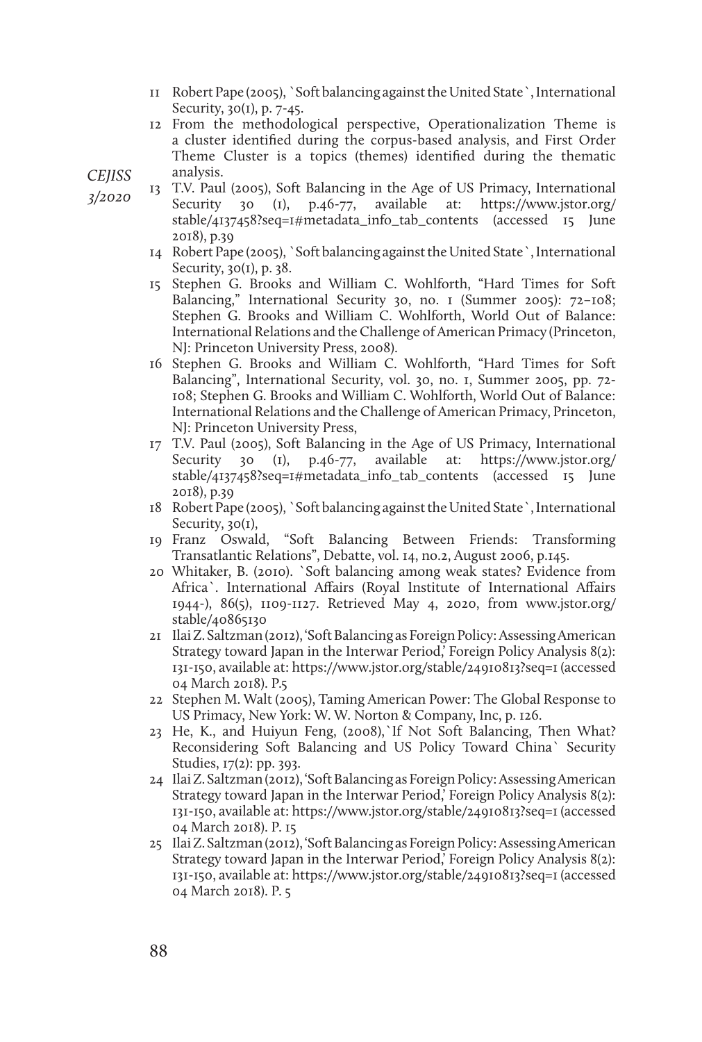11 Robert Pape (2005), `Soft balancing against the United State`, International Security, 30(1), p. 7-45.
12 From the methodological perspective, Operationalization Theme is a cluster identified during the corpus-based analysis, and First Order Theme Cluster is a topics (themes) identified during the thematic analysis.
13 T.V. Paul (2005), Soft Balancing in the Age of US Primacy, International Security 30 (1), p.46-77, available at: https://www.jstor.org/stable/4137458?seq=1#metadata_info_tab_contents (accessed 15 June 2018), p.39
14 Robert Pape (2005), `Soft balancing against the United State`, International Security, 30(1), p. 38.
15 Stephen G. Brooks and William C. Wohlforth, "Hard Times for Soft Balancing," International Security 30, no. 1 (Summer 2005): 72–108; Stephen G. Brooks and William C. Wohlforth, World Out of Balance: International Relations and the Challenge of American Primacy (Princeton, NJ: Princeton University Press, 2008).
16 Stephen G. Brooks and William C. Wohlforth, "Hard Times for Soft Balancing", International Security, vol. 30, no. 1, Summer 2005, pp. 72-108; Stephen G. Brooks and William C. Wohlforth, World Out of Balance: International Relations and the Challenge of American Primacy, Princeton, NJ: Princeton University Press,
17 T.V. Paul (2005), Soft Balancing in the Age of US Primacy, International Security 30 (1), p.46-77, available at: https://www.jstor.org/stable/4137458?seq=1#metadata_info_tab_contents (accessed 15 June 2018), p.39
18 Robert Pape (2005), `Soft balancing against the United State`, International Security, 30(1),
19 Franz Oswald, "Soft Balancing Between Friends: Transforming Transatlantic Relations", Debatte, vol. 14, no.2, August 2006, p.145.
20 Whitaker, B. (2010). `Soft balancing among weak states? Evidence from Africa`. International Affairs (Royal Institute of International Affairs 1944-), 86(5), 1109-1127. Retrieved May 4, 2020, from www.jstor.org/stable/40865130
21 Ilai Z. Saltzman (2012), 'Soft Balancing as Foreign Policy: Assessing American Strategy toward Japan in the Interwar Period,' Foreign Policy Analysis 8(2): 131-150, available at: https://www.jstor.org/stable/24910813?seq=1 (accessed 04 March 2018). P.5
22 Stephen M. Walt (2005), Taming American Power: The Global Response to US Primacy, New York: W. W. Norton & Company, Inc, p. 126.
23 He, K., and Huiyun Feng, (2008), `If Not Soft Balancing, Then What? Reconsidering Soft Balancing and US Policy Toward China` Security Studies, 17(2): pp. 393.
24 Ilai Z. Saltzman (2012), 'Soft Balancing as Foreign Policy: Assessing American Strategy toward Japan in the Interwar Period,' Foreign Policy Analysis 8(2): 131-150, available at: https://www.jstor.org/stable/24910813?seq=1 (accessed 04 March 2018). P. 15
25 Ilai Z. Saltzman (2012), 'Soft Balancing as Foreign Policy: Assessing American Strategy toward Japan in the Interwar Period,' Foreign Policy Analysis 8(2): 131-150, available at: https://www.jstor.org/stable/24910813?seq=1 (accessed 04 March 2018). P. 5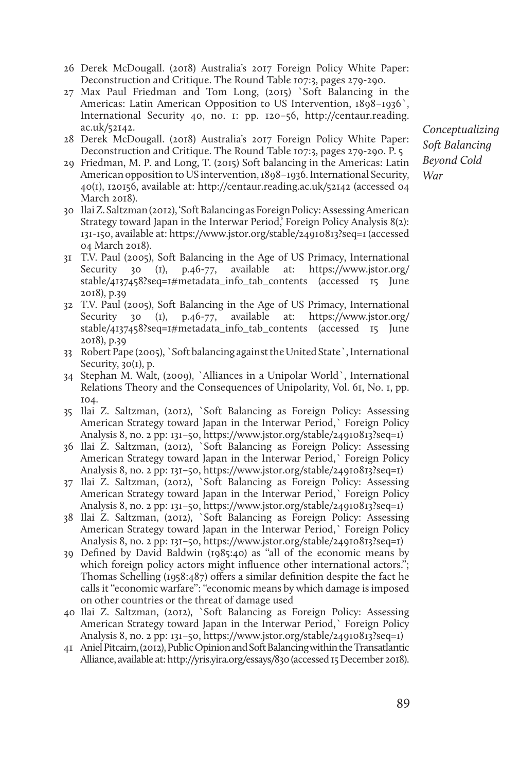26 Derek McDougall. (2018) Australia's 2017 Foreign Policy White Paper: Deconstruction and Critique. The Round Table 107:3, pages 279-290.

27 Max Paul Friedman and Tom Long, (2015) `Soft Balancing in the Americas: Latin American Opposition to US Intervention, 1898–1936`, International Security 40, no. 1: pp. 120–56, http://centaur.reading.ac.uk/52142.

28 Derek McDougall. (2018) Australia's 2017 Foreign Policy White Paper: Deconstruction and Critique. The Round Table 107:3, pages 279-290. P. 5

29 Friedman, M. P. and Long, T. (2015) Soft balancing in the Americas: Latin American opposition to US intervention, 1898–1936. International Security, 40(1), 120156, available at: http://centaur.reading.ac.uk/52142 (accessed 04 March 2018).

30 Ilai Z. Saltzman (2012), 'Soft Balancing as Foreign Policy: Assessing American Strategy toward Japan in the Interwar Period,' Foreign Policy Analysis 8(2): 131-150, available at: https://www.jstor.org/stable/24910813?seq=1 (accessed 04 March 2018).

31 T.V. Paul (2005), Soft Balancing in the Age of US Primacy, International Security 30 (1), p.46-77, available at: https://www.jstor.org/stable/4137458?seq=1#metadata_info_tab_contents (accessed 15 June 2018), p.39

32 T.V. Paul (2005), Soft Balancing in the Age of US Primacy, International Security 30 (1), p.46-77, available at: https://www.jstor.org/stable/4137458?seq=1#metadata_info_tab_contents (accessed 15 June 2018), p.39

33 Robert Pape (2005), `Soft balancing against the United State`, International Security, 30(1), p.

34 Stephan M. Walt, (2009), `Alliances in a Unipolar World`, International Relations Theory and the Consequences of Unipolarity, Vol. 61, No. 1, pp. 104.

35 Ilai Z. Saltzman, (2012), `Soft Balancing as Foreign Policy: Assessing American Strategy toward Japan in the Interwar Period,` Foreign Policy Analysis 8, no. 2 pp: 131–50, https://www.jstor.org/stable/24910813?seq=1)

36 Ilai Z. Saltzman, (2012), `Soft Balancing as Foreign Policy: Assessing American Strategy toward Japan in the Interwar Period,` Foreign Policy Analysis 8, no. 2 pp: 131–50, https://www.jstor.org/stable/24910813?seq=1)

37 Ilai Z. Saltzman, (2012), `Soft Balancing as Foreign Policy: Assessing American Strategy toward Japan in the Interwar Period,` Foreign Policy Analysis 8, no. 2 pp: 131–50, https://www.jstor.org/stable/24910813?seq=1)

38 Ilai Z. Saltzman, (2012), `Soft Balancing as Foreign Policy: Assessing American Strategy toward Japan in the Interwar Period,` Foreign Policy Analysis 8, no. 2 pp: 131–50, https://www.jstor.org/stable/24910813?seq=1)

39 Defined by David Baldwin (1985:40) as "all of the economic means by which foreign policy actors might influence other international actors."; Thomas Schelling (1958:487) offers a similar definition despite the fact he calls it "economic warfare": "economic means by which damage is imposed on other countries or the threat of damage used

40 Ilai Z. Saltzman, (2012), `Soft Balancing as Foreign Policy: Assessing American Strategy toward Japan in the Interwar Period,` Foreign Policy Analysis 8, no. 2 pp: 131–50, https://www.jstor.org/stable/24910813?seq=1)

41 Aniel Pitcairn, (2012), Public Opinion and Soft Balancing within the Transatlantic Alliance, available at: http://yris.yira.org/essays/830 (accessed 15 December 2018).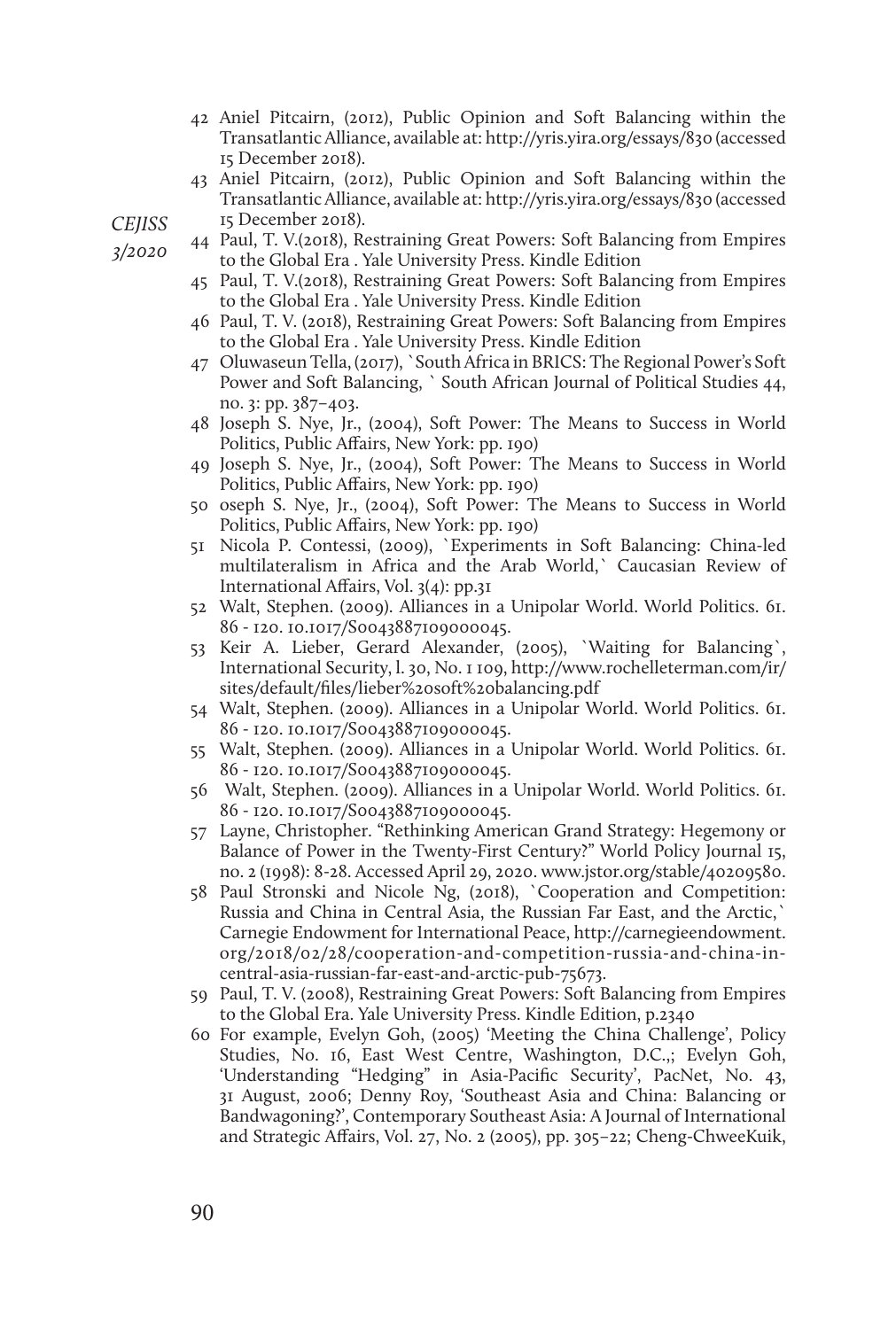42 Aniel Pitcairn, (2012), Public Opinion and Soft Balancing within the Transatlantic Alliance, available at: http://yris.yira.org/essays/830 (accessed 15 December 2018).

43 Aniel Pitcairn, (2012), Public Opinion and Soft Balancing within the Transatlantic Alliance, available at: http://yris.yira.org/essays/830 (accessed 15 December 2018).

44 Paul, T. V.(2018), Restraining Great Powers: Soft Balancing from Empires to the Global Era . Yale University Press. Kindle Edition

45 Paul, T. V.(2018), Restraining Great Powers: Soft Balancing from Empires to the Global Era . Yale University Press. Kindle Edition

46 Paul, T. V. (2018), Restraining Great Powers: Soft Balancing from Empires to the Global Era . Yale University Press. Kindle Edition

47 Oluwaseun Tella, (2017), `South Africa in BRICS: The Regional Power's Soft Power and Soft Balancing, ` South African Journal of Political Studies 44, no. 3: pp. 387–403.

48 Joseph S. Nye, Jr., (2004), Soft Power: The Means to Success in World Politics, Public Affairs, New York: pp. 190)

49 Joseph S. Nye, Jr., (2004), Soft Power: The Means to Success in World Politics, Public Affairs, New York: pp. 190)

50 oseph S. Nye, Jr., (2004), Soft Power: The Means to Success in World Politics, Public Affairs, New York: pp. 190)

51 Nicola P. Contessi, (2009), `Experiments in Soft Balancing: China-led multilateralism in Africa and the Arab World,` Caucasian Review of International Affairs, Vol. 3(4): pp.31

52 Walt, Stephen. (2009). Alliances in a Unipolar World. World Politics. 61. 86 - 120. 10.1017/S0043887109000045.

53 Keir A. Lieber, Gerard Alexander, (2005), `Waiting for Balancing`, International Security, l. 30, No. 1 109, http://www.rochelleterman.com/ir/sites/default/files/lieber%20soft%20balancing.pdf

54 Walt, Stephen. (2009). Alliances in a Unipolar World. World Politics. 61. 86 - 120. 10.1017/S0043887109000045.

55 Walt, Stephen. (2009). Alliances in a Unipolar World. World Politics. 61. 86 - 120. 10.1017/S0043887109000045.

56 Walt, Stephen. (2009). Alliances in a Unipolar World. World Politics. 61. 86 - 120. 10.1017/S0043887109000045.

57 Layne, Christopher. "Rethinking American Grand Strategy: Hegemony or Balance of Power in the Twenty-First Century?" World Policy Journal 15, no. 2 (1998): 8-28. Accessed April 29, 2020. www.jstor.org/stable/40209580.

58 Paul Stronski and Nicole Ng, (2018), `Cooperation and Competition: Russia and China in Central Asia, the Russian Far East, and the Arctic,` Carnegie Endowment for International Peace, http://carnegieendowment.org/2018/02/28/cooperation-and-competition-russia-and-china-in-central-asia-russian-far-east-and-arctic-pub-75673.

59 Paul, T. V. (2008), Restraining Great Powers: Soft Balancing from Empires to the Global Era. Yale University Press. Kindle Edition, p.2340

60 For example, Evelyn Goh, (2005) 'Meeting the China Challenge', Policy Studies, No. 16, East West Centre, Washington, D.C.,; Evelyn Goh, 'Understanding "Hedging" in Asia-Pacific Security', PacNet, No. 43, 31 August, 2006; Denny Roy, 'Southeast Asia and China: Balancing or Bandwagoning?', Contemporary Southeast Asia: A Journal of International and Strategic Affairs, Vol. 27, No. 2 (2005), pp. 305–22; Cheng-ChweeKuik,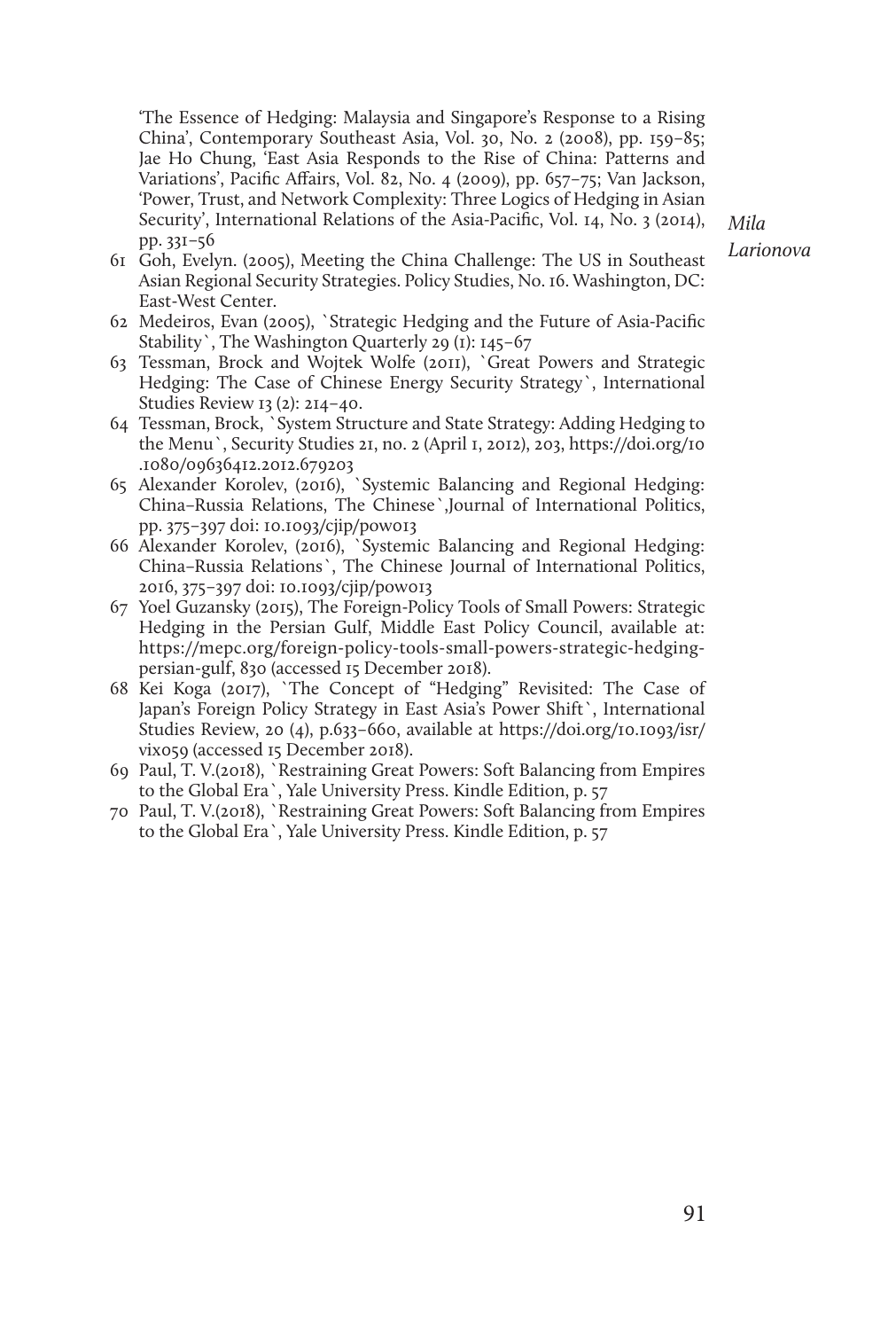'The Essence of Hedging: Malaysia and Singapore's Response to a Rising China', Contemporary Southeast Asia, Vol. 30, No. 2 (2008), pp. 159–85; Jae Ho Chung, 'East Asia Responds to the Rise of China: Patterns and Variations', Pacific Affairs, Vol. 82, No. 4 (2009), pp. 657–75; Van Jackson, 'Power, Trust, and Network Complexity: Three Logics of Hedging in Asian Security', International Relations of the Asia-Pacific, Vol. 14, No. 3 (2014), pp. 331–56

61 Goh, Evelyn. (2005), Meeting the China Challenge: The US in Southeast Asian Regional Security Strategies. Policy Studies, No. 16. Washington, DC: East-West Center.

62 Medeiros, Evan (2005), `Strategic Hedging and the Future of Asia-Pacific Stability`, The Washington Quarterly 29 (1): 145–67

63 Tessman, Brock and Wojtek Wolfe (2011), `Great Powers and Strategic Hedging: The Case of Chinese Energy Security Strategy`, International Studies Review 13 (2): 214–40.

64 Tessman, Brock, `System Structure and State Strategy: Adding Hedging to the Menu`, Security Studies 21, no. 2 (April 1, 2012), 203, https://doi.org/10.1080/09636412.2012.679203

65 Alexander Korolev, (2016), `Systemic Balancing and Regional Hedging: China–Russia Relations, The Chinese`,Journal of International Politics, pp. 375–397 doi: 10.1093/cjip/pow013

66 Alexander Korolev, (2016), `Systemic Balancing and Regional Hedging: China–Russia Relations`, The Chinese Journal of International Politics, 2016, 375–397 doi: 10.1093/cjip/pow013

67 Yoel Guzansky (2015), The Foreign-Policy Tools of Small Powers: Strategic Hedging in the Persian Gulf, Middle East Policy Council, available at: https://mepc.org/foreign-policy-tools-small-powers-strategic-hedging-persian-gulf, 830 (accessed 15 December 2018).

68 Kei Koga (2017), `The Concept of "Hedging" Revisited: The Case of Japan's Foreign Policy Strategy in East Asia's Power Shift`, International Studies Review, 20 (4), p.633–660, available at https://doi.org/10.1093/isr/vix059 (accessed 15 December 2018).

69 Paul, T. V.(2018), `Restraining Great Powers: Soft Balancing from Empires to the Global Era`, Yale University Press. Kindle Edition, p. 57

70 Paul, T. V.(2018), `Restraining Great Powers: Soft Balancing from Empires to the Global Era`, Yale University Press. Kindle Edition, p. 57